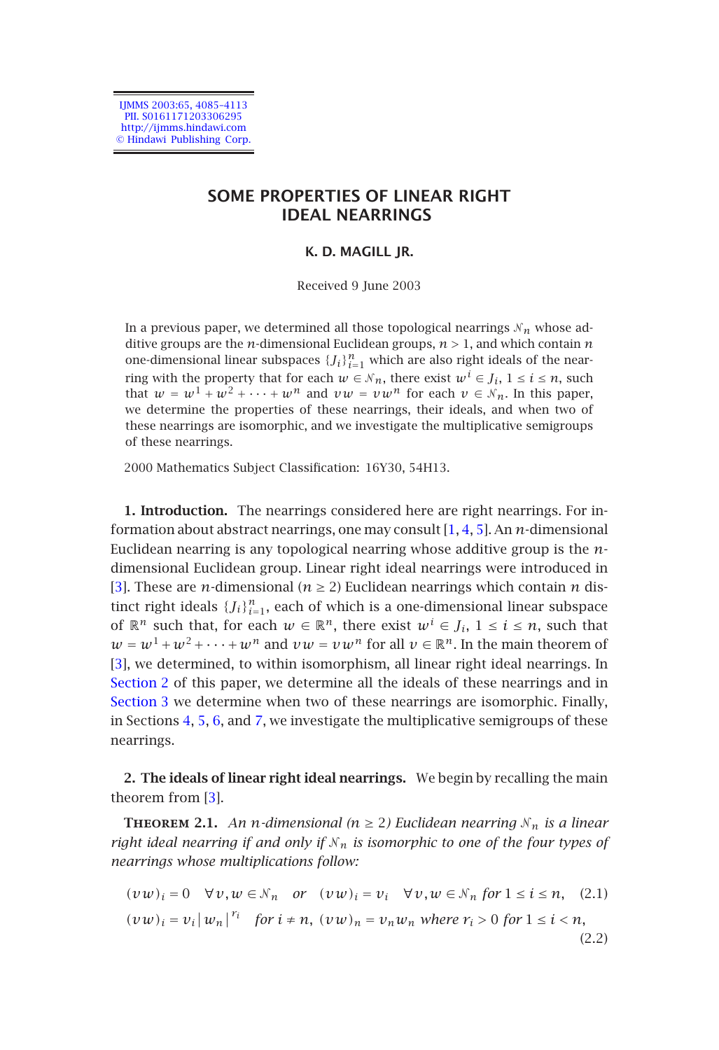# SOME PROPERTIES OF LINEAR RIGHT IDEAL NEARRINGS

**K. D. MAGILL JR.**

Received 9 June 2003

In a previous paper, we determined all those topological nearrings $\mathcal{N}_n$ whose additive groups are the $n$-dimensional Euclidean groups, $n > 1$, and which contain $n$ one-dimensional linear subspaces $\{J_i\}_{i=1}^n$ which are also right ideals of the nearring with the property that for each $w \in \mathcal{N}_n$, there exist $w^i \in J_i$, $1 \le i \le n$, such that $w = w^1 + w^2 + \cdots + w^n$ and $vw = vw^n$ for each $v \in \mathcal{N}_n$. In this paper, we determine the properties of these nearrings, their ideals, and when two of these nearrings are isomorphic, and we investigate the multiplicative semigroups of these nearrings.

2000 Mathematics Subject Classification: 16Y30, 54H13.

**1. Introduction.** The nearrings considered here are right nearrings. For information about abstract nearrings, one may consult [1, 4, 5]. An $n$-dimensional Euclidean nearring is any topological nearring whose additive group is the $n$-dimensional Euclidean group. Linear right ideal nearrings were introduced in [3]. These are $n$-dimensional ($n \ge 2$) Euclidean nearrings which contain $n$ distinct right ideals $\{J_i\}_{i=1}^n$, each of which is a one-dimensional linear subspace of $\mathbb{R}^n$ such that, for each $w \in \mathbb{R}^n$, there exist $w^i \in J_i$, $1 \le i \le n$, such that $w = w^1 + w^2 + \cdots + w^n$ and $vw = vw^n$ for all $v \in \mathbb{R}^n$. In the main theorem of [3], we determined, to within isomorphism, all linear right ideal nearrings. In Section 2 of this paper, we determine all the ideals of these nearrings and in Section 3 we determine when two of these nearrings are isomorphic. Finally, in Sections 4, 5, 6, and 7, we investigate the multiplicative semigroups of these nearrings.

**2. The ideals of linear right ideal nearrings.** We begin by recalling the main theorem from [3].

**Theorem 2.1.** *An $n$-dimensional ($n \ge 2$) Euclidean nearring $\mathcal{N}_n$ is a linear right ideal nearring if and only if $\mathcal{N}_n$ is isomorphic to one of the four types of nearrings whose multiplications follow:*

$$(vw)_i = 0 \quad \forall v, w \in \mathcal{N}_n \quad \text{or} \quad (vw)_i = v_i \quad \forall v, w \in \mathcal{N}_n \text{ for } 1 \le i \le n, \tag{2.1}$$

$$(vw)_i = v_i |w_n|^{r_i} \quad \text{for } i \ne n,\ (vw)_n = v_n w_n \text{ where } r_i > 0 \text{ for } 1 \le i < n, \tag{2.2}$$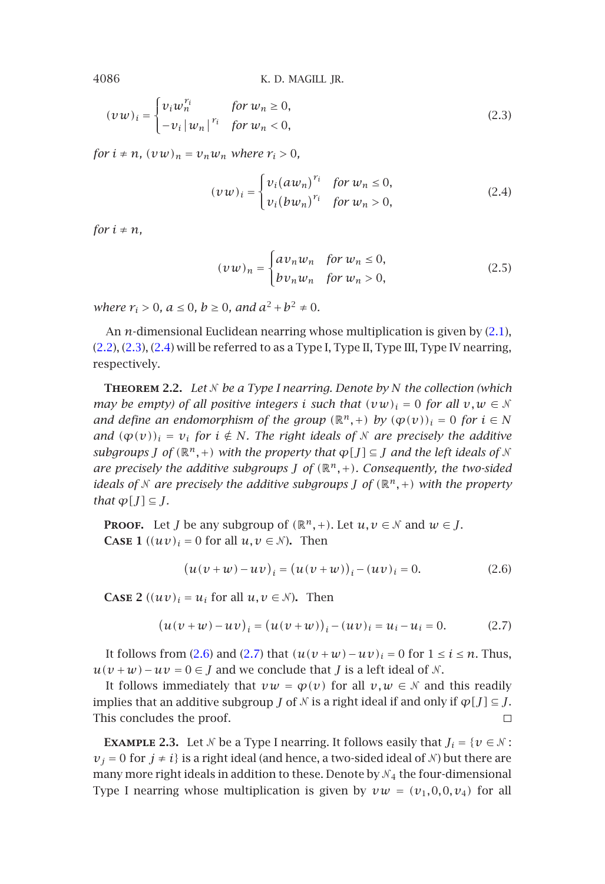$$(vw)_i = \begin{cases} v_i w_n^{r_i} & \text{for } w_n \geq 0, \\ -v_i |w_n|^{r_i} & \text{for } w_n < 0, \end{cases} \tag{2.3}$$

*for $i \neq n$, $(vw)_n = v_n w_n$ where $r_i > 0$,*

$$(vw)_i = \begin{cases} v_i (a w_n)^{r_i} & \text{for } w_n \leq 0, \\ v_i (b w_n)^{r_i} & \text{for } w_n > 0, \end{cases} \tag{2.4}$$

*for $i \neq n$,*

$$(vw)_n = \begin{cases} a v_n w_n & \text{for } w_n \leq 0, \\ b v_n w_n & \text{for } w_n > 0, \end{cases} \tag{2.5}$$

*where $r_i > 0$, $a \leq 0$, $b \geq 0$, and $a^2 + b^2 \neq 0$.*

An $n$-dimensional Euclidean nearring whose multiplication is given by (2.1), (2.2), (2.3), (2.4) will be referred to as a Type I, Type II, Type III, Type IV nearring, respectively.

**Theorem 2.2.** *Let $\mathcal{N}$ be a Type I nearring. Denote by $N$ the collection (which may be empty) of all positive integers $i$ such that $(vw)_i = 0$ for all $v, w \in \mathcal{N}$ and define an endomorphism of the group $(\mathbb{R}^n, +)$ by $(\varphi(v))_i = 0$ for $i \in N$ and $(\varphi(v))_i = v_i$ for $i \notin N$. The right ideals of $\mathcal{N}$ are precisely the additive subgroups $J$ of $(\mathbb{R}^n, +)$ with the property that $\varphi[J] \subseteq J$ and the left ideals of $\mathcal{N}$ are precisely the additive subgroups $J$ of $(\mathbb{R}^n, +)$. Consequently, the two-sided ideals of $\mathcal{N}$ are precisely the additive subgroups $J$ of $(\mathbb{R}^n, +)$ with the property that $\varphi[J] \subseteq J$.*

**Proof.** Let $J$ be any subgroup of $(\mathbb{R}^n, +)$. Let $u, v \in \mathcal{N}$ and $w \in J$.

**Case 1** ($(uv)_i = 0$ for all $u, v \in \mathcal{N}$). Then

$$(u(v+w) - uv)_i = (u(v+w))_i - (uv)_i = 0. \tag{2.6}$$

**Case 2** ($(uv)_i = u_i$ for all $u, v \in \mathcal{N}$). Then

$$(u(v+w) - uv)_i = (u(v+w))_i - (uv)_i = u_i - u_i = 0. \tag{2.7}$$

It follows from (2.6) and (2.7) that $(u(v+w) - uv)_i = 0$ for $1 \leq i \leq n$. Thus, $u(v+w) - uv = 0 \in J$ and we conclude that $J$ is a left ideal of $\mathcal{N}$.

It follows immediately that $vw = \varphi(v)$ for all $v, w \in \mathcal{N}$ and this readily implies that an additive subgroup $J$ of $\mathcal{N}$ is a right ideal if and only if $\varphi[J] \subseteq J$. This concludes the proof. □

**Example 2.3.** Let $\mathcal{N}$ be a Type I nearring. It follows easily that $J_i = \{v \in \mathcal{N} : v_j = 0 \text{ for } j \neq i\}$ is a right ideal (and hence, a two-sided ideal of $\mathcal{N}$) but there are many more right ideals in addition to these. Denote by $\mathcal{N}_4$ the four-dimensional Type I nearring whose multiplication is given by $vw = (v_1, 0, 0, v_4)$ for all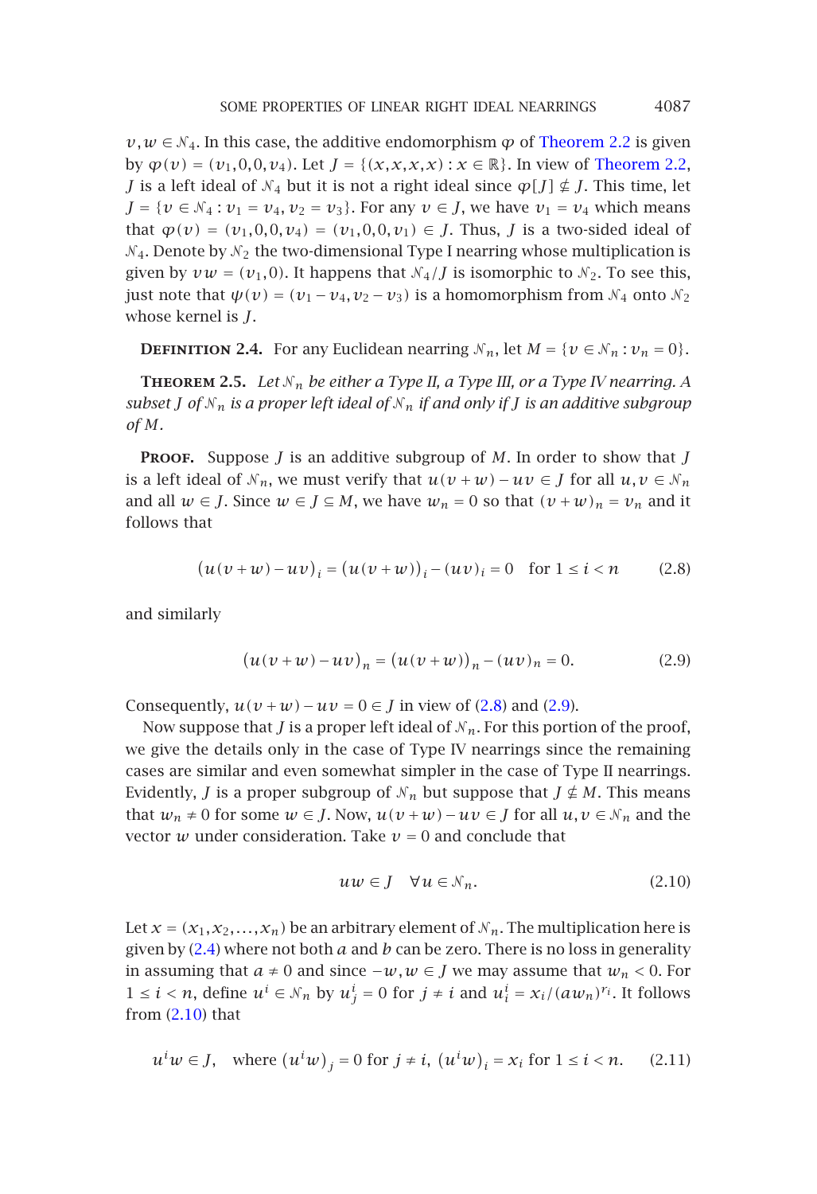$v, w \in \mathcal{N}_4$. In this case, the additive endomorphism $\varphi$ of Theorem 2.2 is given by $\varphi(v) = (v_1, 0, 0, v_4)$. Let $J = \{(x, x, x, x) : x \in \mathbb{R}\}$. In view of Theorem 2.2, $J$ is a left ideal of $\mathcal{N}_4$ but it is not a right ideal since $\varphi[J] \nsubseteq J$. This time, let $J = \{v \in \mathcal{N}_4 : v_1 = v_4, v_2 = v_3\}$. For any $v \in J$, we have $v_1 = v_4$ which means that $\varphi(v) = (v_1, 0, 0, v_4) = (v_1, 0, 0, v_1) \in J$. Thus, $J$ is a two-sided ideal of $\mathcal{N}_4$. Denote by $\mathcal{N}_2$ the two-dimensional Type I nearring whose multiplication is given by $vw = (v_1, 0)$. It happens that $\mathcal{N}_4/J$ is isomorphic to $\mathcal{N}_2$. To see this, just note that $\psi(v) = (v_1 - v_4, v_2 - v_3)$ is a homomorphism from $\mathcal{N}_4$ onto $\mathcal{N}_2$ whose kernel is $J$.

**Definition 2.4.** For any Euclidean nearring $\mathcal{N}_n$, let $M = \{v \in \mathcal{N}_n : v_n = 0\}$.

**Theorem 2.5.** *Let $\mathcal{N}_n$ be either a Type II, a Type III, or a Type IV nearring. A subset $J$ of $\mathcal{N}_n$ is a proper left ideal of $\mathcal{N}_n$ if and only if $J$ is an additive subgroup of $M$.*

**Proof.** Suppose $J$ is an additive subgroup of $M$. In order to show that $J$ is a left ideal of $\mathcal{N}_n$, we must verify that $u(v + w) - uv \in J$ for all $u, v \in \mathcal{N}_n$ and all $w \in J$. Since $w \in J \subseteq M$, we have $w_n = 0$ so that $(v + w)_n = v_n$ and it follows that

$$(u(v + w) - uv)_i = (u(v + w))_i - (uv)_i = 0 \quad \text{for } 1 \le i < n \tag{2.8}$$

and similarly

$$(u(v + w) - uv)_n = (u(v + w))_n - (uv)_n = 0. \tag{2.9}$$

Consequently, $u(v + w) - uv = 0 \in J$ in view of (2.8) and (2.9).

Now suppose that $J$ is a proper left ideal of $\mathcal{N}_n$. For this portion of the proof, we give the details only in the case of Type IV nearrings since the remaining cases are similar and even somewhat simpler in the case of Type II nearrings. Evidently, $J$ is a proper subgroup of $\mathcal{N}_n$ but suppose that $J \nsubseteq M$. This means that $w_n \neq 0$ for some $w \in J$. Now, $u(v + w) - uv \in J$ for all $u, v \in \mathcal{N}_n$ and the vector $w$ under consideration. Take $v = 0$ and conclude that

$$uw \in J \quad \forall u \in \mathcal{N}_n. \tag{2.10}$$

Let $x = (x_1, x_2, \ldots, x_n)$ be an arbitrary element of $\mathcal{N}_n$. The multiplication here is given by (2.4) where not both $a$ and $b$ can be zero. There is no loss in generality in assuming that $a \neq 0$ and since $-w, w \in J$ we may assume that $w_n < 0$. For $1 \le i < n$, define $u^i \in \mathcal{N}_n$ by $u^i_j = 0$ for $j \neq i$ and $u^i_i = x_i/(aw_n)^{r_i}$. It follows from (2.10) that

$$u^i w \in J, \quad \text{where } (u^i w)_j = 0 \text{ for } j \neq i,\ (u^i w)_i = x_i \text{ for } 1 \le i < n. \tag{2.11}$$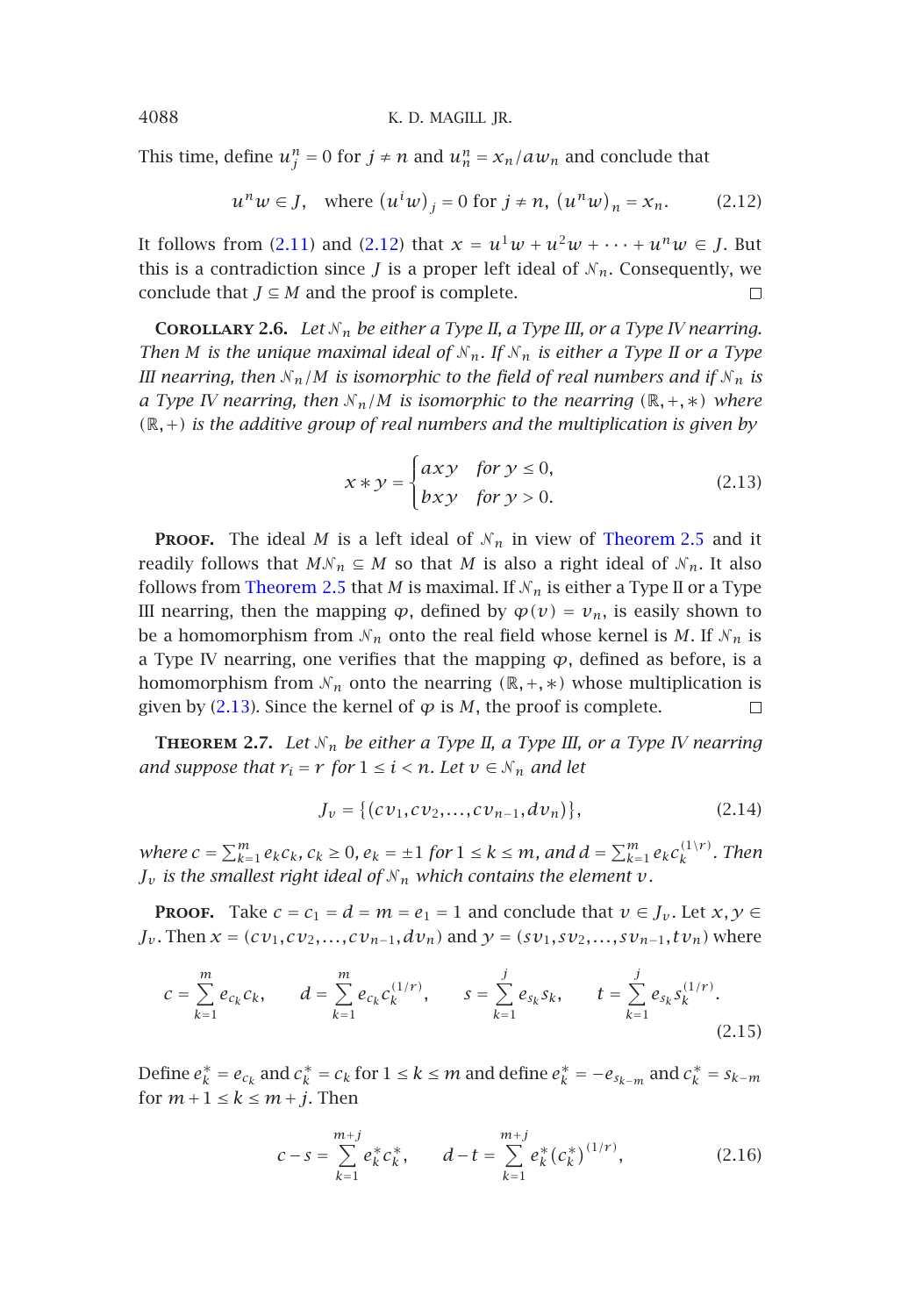This time, define $u_j^n = 0$ for $j \neq n$ and $u_n^n = x_n / a w_n$ and conclude that

$$u^n w \in J, \quad \text{where } (u^i w)_j = 0 \text{ for } j \neq n, \ (u^n w)_n = x_n. \tag{2.12}$$

It follows from (2.11) and (2.12) that $x = u^1 w + u^2 w + \cdots + u^n w \in J$. But this is a contradiction since $J$ is a proper left ideal of $\mathcal{N}_n$. Consequently, we conclude that $J \subseteq M$ and the proof is complete. □

**Corollary 2.6.** *Let $\mathcal{N}_n$ be either a Type II, a Type III, or a Type IV nearring. Then $M$ is the unique maximal ideal of $\mathcal{N}_n$. If $\mathcal{N}_n$ is either a Type II or a Type III nearring, then $\mathcal{N}_n / M$ is isomorphic to the field of real numbers and if $\mathcal{N}_n$ is a Type IV nearring, then $\mathcal{N}_n / M$ is isomorphic to the nearring $(\mathbb{R}, +, *)$ where $(\mathbb{R}, +)$ is the additive group of real numbers and the multiplication is given by*

$$x * y = \begin{cases} axy & \text{for } y \leq 0, \\ bxy & \text{for } y > 0. \end{cases} \tag{2.13}$$

**Proof.** The ideal $M$ is a left ideal of $\mathcal{N}_n$ in view of Theorem 2.5 and it readily follows that $M\mathcal{N}_n \subseteq M$ so that $M$ is also a right ideal of $\mathcal{N}_n$. It also follows from Theorem 2.5 that $M$ is maximal. If $\mathcal{N}_n$ is either a Type II or a Type III nearring, then the mapping $\varphi$, defined by $\varphi(v) = v_n$, is easily shown to be a homomorphism from $\mathcal{N}_n$ onto the real field whose kernel is $M$. If $\mathcal{N}_n$ is a Type IV nearring, one verifies that the mapping $\varphi$, defined as before, is a homomorphism from $\mathcal{N}_n$ onto the nearring $(\mathbb{R}, +, *)$ whose multiplication is given by (2.13). Since the kernel of $\varphi$ is $M$, the proof is complete. □

**Theorem 2.7.** *Let $\mathcal{N}_n$ be either a Type II, a Type III, or a Type IV nearring and suppose that $r_i = r$ for $1 \leq i < n$. Let $v \in \mathcal{N}_n$ and let*

$$J_v = \{(cv_1, cv_2, \dots, cv_{n-1}, dv_n)\}, \tag{2.14}$$

*where $c = \sum_{k=1}^m e_k c_k$, $c_k \geq 0$, $e_k = \pm 1$ for $1 \leq k \leq m$, and $d = \sum_{k=1}^m e_k c_k^{(1 \backslash r)}$. Then $J_v$ is the smallest right ideal of $\mathcal{N}_n$ which contains the element $v$.*

**Proof.** Take $c = c_1 = d = m = e_1 = 1$ and conclude that $v \in J_v$. Let $x, y \in J_v$. Then $x = (cv_1, cv_2, \dots, cv_{n-1}, dv_n)$ and $y = (sv_1, sv_2, \dots, sv_{n-1}, tv_n)$ where

$$c = \sum_{k=1}^m e_{c_k} c_k, \qquad d = \sum_{k=1}^m e_{c_k} c_k^{(1/r)}, \qquad s = \sum_{k=1}^j e_{s_k} s_k, \qquad t = \sum_{k=1}^j e_{s_k} s_k^{(1/r)}. \tag{2.15}$$

Define $e_k^* = e_{c_k}$ and $c_k^* = c_k$ for $1 \leq k \leq m$ and define $e_k^* = -e_{s_{k-m}}$ and $c_k^* = s_{k-m}$ for $m+1 \leq k \leq m+j$. Then

$$c - s = \sum_{k=1}^{m+j} e_k^* c_k^*, \qquad d - t = \sum_{k=1}^{m+j} e_k^* (c_k^*)^{(1/r)}, \tag{2.16}$$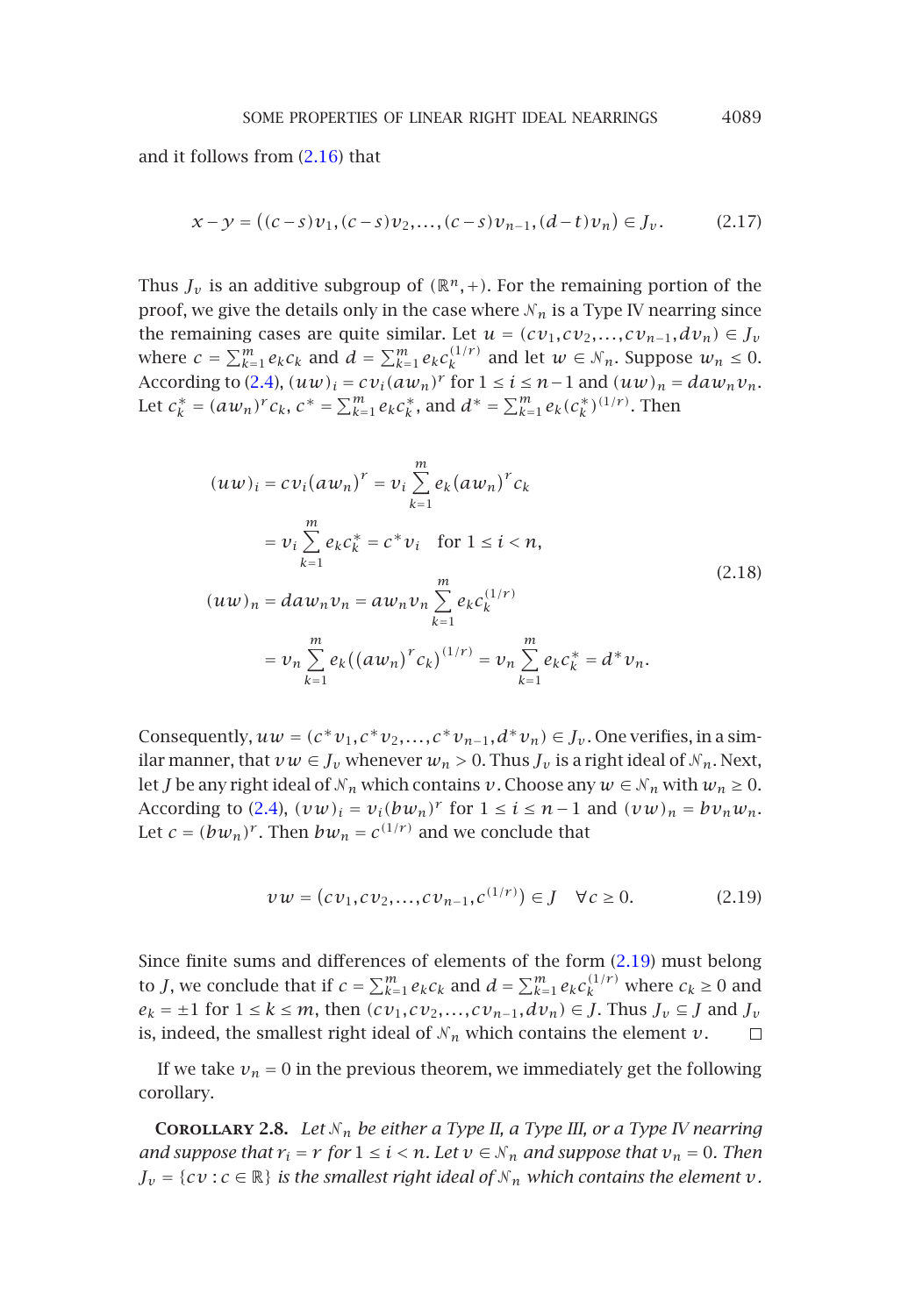and it follows from (2.16) that

$$x - y = \left((c-s)v_1, (c-s)v_2, \ldots, (c-s)v_{n-1}, (d-t)v_n\right) \in J_v. \tag{2.17}$$

Thus $J_v$ is an additive subgroup of $(\mathbb{R}^n, +)$. For the remaining portion of the proof, we give the details only in the case where $\mathcal{N}_n$ is a Type IV nearring since the remaining cases are quite similar. Let $u = (cv_1, cv_2, \ldots, cv_{n-1}, dv_n) \in J_v$ where $c = \sum_{k=1}^{m} e_k c_k$ and $d = \sum_{k=1}^{m} e_k c_k^{(1/r)}$ and let $w \in \mathcal{N}_n$. Suppose $w_n \leq 0$. According to (2.4), $(uw)_i = cv_i(aw_n)^r$ for $1 \leq i \leq n-1$ and $(uw)_n = daw_nv_n$. Let $c_k^* = (aw_n)^r c_k$, $c^* = \sum_{k=1}^{m} e_k c_k^*$, and $d^* = \sum_{k=1}^{m} e_k (c_k^*)^{(1/r)}$. Then

$$\begin{aligned}
(uw)_i &= cv_i(aw_n)^r = v_i \sum_{k=1}^{m} e_k (aw_n)^r c_k \\
&= v_i \sum_{k=1}^{m} e_k c_k^* = c^* v_i \quad \text{for } 1 \leq i < n, \\
(uw)_n &= daw_nv_n = aw_nv_n \sum_{k=1}^{m} e_k c_k^{(1/r)} \\
&= v_n \sum_{k=1}^{m} e_k \left((aw_n)^r c_k\right)^{(1/r)} = v_n \sum_{k=1}^{m} e_k c_k^* = d^* v_n.
\end{aligned} \tag{2.18}$$

Consequently, $uw = (c^*v_1, c^*v_2, \ldots, c^*v_{n-1}, d^*v_n) \in J_v$. One verifies, in a similar manner, that $vw \in J_v$ whenever $w_n > 0$. Thus $J_v$ is a right ideal of $\mathcal{N}_n$. Next, let $J$ be any right ideal of $\mathcal{N}_n$ which contains $v$. Choose any $w \in \mathcal{N}_n$ with $w_n \geq 0$. According to (2.4), $(vw)_i = v_i(bw_n)^r$ for $1 \leq i \leq n-1$ and $(vw)_n = bv_nw_n$. Let $c = (bw_n)^r$. Then $bw_n = c^{(1/r)}$ and we conclude that

$$vw = (cv_1, cv_2, \ldots, cv_{n-1}, c^{(1/r)}) \in J \quad \forall c \geq 0. \tag{2.19}$$

Since finite sums and differences of elements of the form (2.19) must belong to $J$, we conclude that if $c = \sum_{k=1}^{m} e_k c_k$ and $d = \sum_{k=1}^{m} e_k c_k^{(1/r)}$ where $c_k \geq 0$ and $e_k = \pm 1$ for $1 \leq k \leq m$, then $(cv_1, cv_2, \ldots, cv_{n-1}, dv_n) \in J$. Thus $J_v \subseteq J$ and $J_v$ is, indeed, the smallest right ideal of $\mathcal{N}_n$ which contains the element $v$. □

If we take $v_n = 0$ in the previous theorem, we immediately get the following corollary.

**Corollary 2.8.** *Let $\mathcal{N}_n$ be either a Type II, a Type III, or a Type IV nearring and suppose that $r_i = r$ for $1 \leq i < n$. Let $v \in \mathcal{N}_n$ and suppose that $v_n = 0$. Then $J_v = \{cv : c \in \mathbb{R}\}$ is the smallest right ideal of $\mathcal{N}_n$ which contains the element $v$.*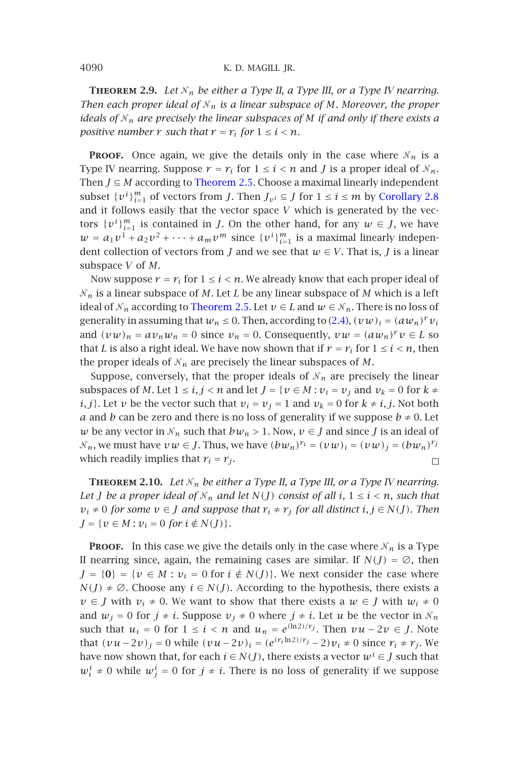**Theorem 2.9.** *Let $\mathcal{N}_n$ be either a Type II, a Type III, or a Type IV nearring. Then each proper ideal of $\mathcal{N}_n$ is a linear subspace of $M$. Moreover, the proper ideals of $\mathcal{N}_n$ are precisely the linear subspaces of $M$ if and only if there exists a positive number $r$ such that $r = r_i$ for $1 \le i < n$.*

**Proof.** Once again, we give the details only in the case where $\mathcal{N}_n$ is a Type IV nearring. Suppose $r = r_i$ for $1 \le i < n$ and $J$ is a proper ideal of $\mathcal{N}_n$. Then $J \subseteq M$ according to Theorem 2.5. Choose a maximal linearly independent subset $\{v^i\}_{i=1}^m$ of vectors from $J$. Then $J_{v^i} \subseteq J$ for $1 \le i \le m$ by Corollary 2.8 and it follows easily that the vector space $V$ which is generated by the vectors $\{v^i\}_{i=1}^m$ is contained in $J$. On the other hand, for any $w \in J$, we have $w = a_1 v^1 + a_2 v^2 + \cdots + a_m v^m$ since $\{v^i\}_{i=1}^m$ is a maximal linearly independent collection of vectors from $J$ and we see that $w \in V$. That is, $J$ is a linear subspace $V$ of $M$.

Now suppose $r = r_i$ for $1 \le i < n$. We already know that each proper ideal of $\mathcal{N}_n$ is a linear subspace of $M$. Let $L$ be any linear subspace of $M$ which is a left ideal of $\mathcal{N}_n$ according to Theorem 2.5. Let $v \in L$ and $w \in \mathcal{N}_n$. There is no loss of generality in assuming that $w_n \le 0$. Then, according to (2.4), $(vw)_i = (aw_n)^r v_i$ and $(vw)_n = av_n w_n = 0$ since $v_n = 0$. Consequently, $vw = (aw_n)^r v \in L$ so that $L$ is also a right ideal. We have now shown that if $r = r_i$ for $1 \le i < n$, then the proper ideals of $\mathcal{N}_n$ are precisely the linear subspaces of $M$.

Suppose, conversely, that the proper ideals of $\mathcal{N}_n$ are precisely the linear subspaces of $M$. Let $1 \le i, j < n$ and let $J = \{v \in M : v_i = v_j \text{ and } v_k = 0 \text{ for } k \ne i, j\}$. Let $v$ be the vector such that $v_i = v_j = 1$ and $v_k = 0$ for $k \ne i, j$. Not both $a$ and $b$ can be zero and there is no loss of generality if we suppose $b \ne 0$. Let $w$ be any vector in $\mathcal{N}_n$ such that $bw_n > 1$. Now, $v \in J$ and since $J$ is an ideal of $\mathcal{N}_n$, we must have $vw \in J$. Thus, we have $(bw_n)^{r_i} = (vw)_i = (vw)_j = (bw_n)^{r_j}$ which readily implies that $r_i = r_j$. $\square$

**Theorem 2.10.** *Let $\mathcal{N}_n$ be either a Type II, a Type III, or a Type IV nearring. Let $J$ be a proper ideal of $\mathcal{N}_n$ and let $N(J)$ consist of all $i$, $1 \le i < n$, such that $v_i \ne 0$ for some $v \in J$ and suppose that $r_i \ne r_j$ for all distinct $i, j \in N(J)$. Then $J = \{v \in M : v_i = 0 \text{ for } i \notin N(J)\}$.*

**Proof.** In this case we give the details only in the case where $\mathcal{N}_n$ is a Type II nearring since, again, the remaining cases are similar. If $N(J) = \emptyset$, then $J = \{\mathbf{0}\} = \{v \in M : v_i = 0 \text{ for } i \notin N(J)\}$. We next consider the case where $N(J) \ne \emptyset$. Choose any $i \in N(J)$. According to the hypothesis, there exists a $v \in J$ with $v_i \ne 0$. We want to show that there exists a $w \in J$ with $w_i \ne 0$ and $w_j = 0$ for $j \ne i$. Suppose $v_j \ne 0$ where $j \ne i$. Let $u$ be the vector in $\mathcal{N}_n$ such that $u_i = 0$ for $1 \le i < n$ and $u_n = e^{(\ln 2)/r_j}$. Then $vu - 2v \in J$. Note that $(vu - 2v)_j = 0$ while $(vu - 2v)_i = (e^{(r_i \ln 2)/r_j} - 2)v_i \ne 0$ since $r_i \ne r_j$. We have now shown that, for each $i \in N(J)$, there exists a vector $w^i \in J$ such that $w_i^i \ne 0$ while $w_j^i = 0$ for $j \ne i$. There is no loss of generality if we suppose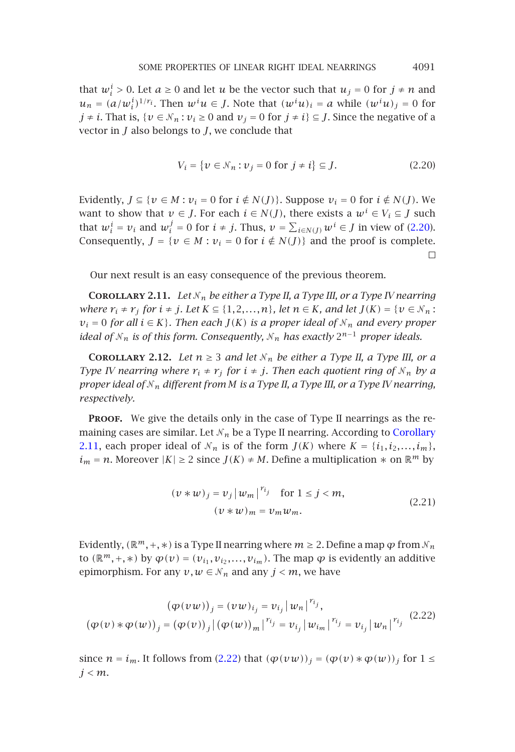that $w_i^i > 0$. Let $a \geq 0$ and let $u$ be the vector such that $u_j = 0$ for $j \neq n$ and $u_n = (a/w_i^i)^{1/r_i}$. Then $w^i u \in J$. Note that $(w^i u)_i = a$ while $(w^i u)_j = 0$ for $j \neq i$. That is, $\{v \in \mathcal{N}_n : v_i \geq 0 \text{ and } v_j = 0 \text{ for } j \neq i\} \subseteq J$. Since the negative of a vector in $J$ also belongs to $J$, we conclude that

$$V_i = \{v \in \mathcal{N}_n : v_j = 0 \text{ for } j \neq i\} \subseteq J. \tag{2.20}$$

Evidently, $J \subseteq \{v \in M : v_i = 0 \text{ for } i \notin N(J)\}$. Suppose $v_i = 0$ for $i \notin N(J)$. We want to show that $v \in J$. For each $i \in N(J)$, there exists a $w^i \in V_i \subseteq J$ such that $w_i^i = v_i$ and $w_i^j = 0$ for $i \neq j$. Thus, $v = \sum_{i \in N(J)} w^i \in J$ in view of (2.20). Consequently, $J = \{v \in M : v_i = 0 \text{ for } i \notin N(J)\}$ and the proof is complete. □

Our next result is an easy consequence of the previous theorem.

**Corollary 2.11.** *Let $\mathcal{N}_n$ be either a Type II, a Type III, or a Type IV nearring where $r_i \neq r_j$ for $i \neq j$. Let $K \subseteq \{1, 2, \ldots, n\}$, let $n \in K$, and let $J(K) = \{v \in \mathcal{N}_n : v_i = 0 \text{ for all } i \in K\}$. Then each $J(K)$ is a proper ideal of $\mathcal{N}_n$ and every proper ideal of $\mathcal{N}_n$ is of this form. Consequently, $\mathcal{N}_n$ has exactly $2^{n-1}$ proper ideals.*

**Corollary 2.12.** *Let $n \geq 3$ and let $\mathcal{N}_n$ be either a Type II, a Type III, or a Type IV nearring where $r_i \neq r_j$ for $i \neq j$. Then each quotient ring of $\mathcal{N}_n$ by a proper ideal of $\mathcal{N}_n$ different from $M$ is a Type II, a Type III, or a Type IV nearring, respectively.*

**Proof.** We give the details only in the case of Type II nearrings as the remaining cases are similar. Let $\mathcal{N}_n$ be a Type II nearring. According to Corollary 2.11, each proper ideal of $\mathcal{N}_n$ is of the form $J(K)$ where $K = \{i_1, i_2, \ldots, i_m\}$, $i_m = n$. Moreover $|K| \geq 2$ since $J(K) \neq M$. Define a multiplication $*$ on $\mathbb{R}^m$ by

$$\begin{aligned}(v * w)_j &= v_j \left| w_m \right|^{r_{i_j}} \quad \text{for } 1 \leq j < m, \\ (v * w)_m &= v_m w_m.\end{aligned} \tag{2.21}$$

Evidently, $(\mathbb{R}^m, +, *)$ is a Type II nearring where $m \geq 2$. Define a map $\varphi$ from $\mathcal{N}_n$ to $(\mathbb{R}^m, +, *)$ by $\varphi(v) = (v_{i_1}, v_{i_2}, \ldots, v_{i_m})$. The map $\varphi$ is evidently an additive epimorphism. For any $v, w \in \mathcal{N}_n$ and any $j < m$, we have

$$\begin{aligned}(\varphi(vw))_j &= (vw)_{i_j} = v_{i_j} \left| w_n \right|^{r_{i_j}}, \\ (\varphi(v) * \varphi(w))_j &= (\varphi(v))_j \left| (\varphi(w))_m \right|^{r_{i_j}} = v_{i_j} \left| w_{i_m} \right|^{r_{i_j}} = v_{i_j} \left| w_n \right|^{r_{i_j}}\end{aligned} \tag{2.22}$$

since $n = i_m$. It follows from (2.22) that $(\varphi(vw))_j = (\varphi(v) * \varphi(w))_j$ for $1 \leq j < m$.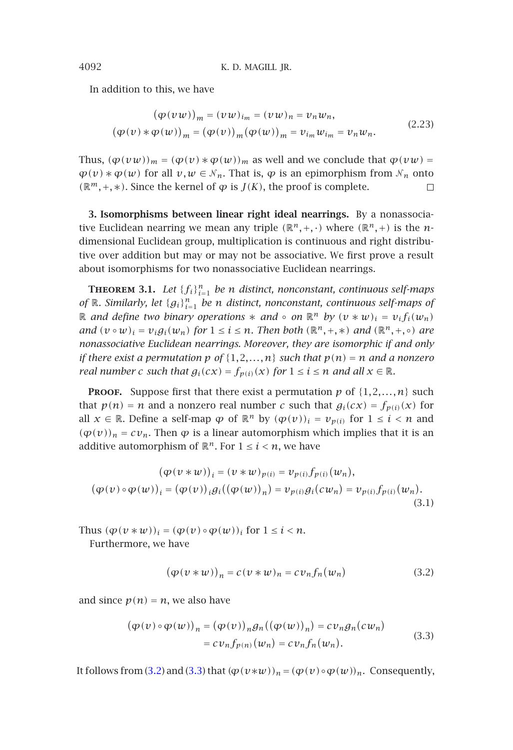In addition to this, we have

$$
\begin{aligned}
(\varphi(vw))_m &= (vw)_{i_m} = (vw)_n = v_n w_n, \\
(\varphi(v) * \varphi(w))_m &= (\varphi(v))_m (\varphi(w))_m = v_{i_m} w_{i_m} = v_n w_n.
\end{aligned}
\tag{2.23}
$$

Thus, $(\varphi(vw))_m = (\varphi(v) * \varphi(w))_m$ as well and we conclude that $\varphi(vw) = \varphi(v) * \varphi(w)$ for all $v, w \in \mathcal{N}_n$. That is, $\varphi$ is an epimorphism from $\mathcal{N}_n$ onto $(\mathbb{R}^m, +, *)$. Since the kernel of $\varphi$ is $J(K)$, the proof is complete. □

## 3. Isomorphisms between linear right ideal nearrings.

By a nonassociative Euclidean nearring we mean any triple $(\mathbb{R}^n, +, \cdot)$ where $(\mathbb{R}^n, +)$ is the $n$-dimensional Euclidean group, multiplication is continuous and right distributive over addition but may or may not be associative. We first prove a result about isomorphisms for two nonassociative Euclidean nearrings.

**Theorem 3.1.** *Let $\{f_i\}_{i=1}^n$ be $n$ distinct, nonconstant, continuous self-maps of $\mathbb{R}$. Similarly, let $\{g_i\}_{i=1}^n$ be $n$ distinct, nonconstant, continuous self-maps of $\mathbb{R}$ and define two binary operations $*$ and $\circ$ on $\mathbb{R}^n$ by $(v * w)_i = v_i f_i(w_n)$ and $(v \circ w)_i = v_i g_i(w_n)$ for $1 \le i \le n$. Then both $(\mathbb{R}^n, +, *)$ and $(\mathbb{R}^n, +, \circ)$ are nonassociative Euclidean nearrings. Moreover, they are isomorphic if and only if there exist a permutation $p$ of $\{1, 2, \ldots, n\}$ such that $p(n) = n$ and a nonzero real number $c$ such that $g_i(cx) = f_{p(i)}(x)$ for $1 \le i \le n$ and all $x \in \mathbb{R}$.*

**Proof.** Suppose first that there exist a permutation $p$ of $\{1, 2, \ldots, n\}$ such that $p(n) = n$ and a nonzero real number $c$ such that $g_i(cx) = f_{p(i)}(x)$ for all $x \in \mathbb{R}$. Define a self-map $\varphi$ of $\mathbb{R}^n$ by $(\varphi(v))_i = v_{p(i)}$ for $1 \le i < n$ and $(\varphi(v))_n = cv_n$. Then $\varphi$ is a linear automorphism which implies that it is an additive automorphism of $\mathbb{R}^n$. For $1 \le i < n$, we have

$$
\begin{aligned}
(\varphi(v * w))_i &= (v * w)_{p(i)} = v_{p(i)} f_{p(i)}(w_n), \\
(\varphi(v) \circ \varphi(w))_i &= (\varphi(v))_i g_i((\varphi(w))_n) = v_{p(i)} g_i(cw_n) = v_{p(i)} f_{p(i)}(w_n).
\end{aligned}
\tag{3.1}
$$

Thus $(\varphi(v * w))_i = (\varphi(v) \circ \varphi(w))_i$ for $1 \le i < n$.

Furthermore, we have

$$
(\varphi(v * w))_n = c(v * w)_n = cv_n f_n(w_n) \tag{3.2}
$$

and since $p(n) = n$, we also have

$$
\begin{aligned}
(\varphi(v) \circ \varphi(w))_n &= (\varphi(v))_n g_n((\varphi(w))_n) = cv_n g_n(cw_n) \\
&= cv_n f_{p(n)}(w_n) = cv_n f_n(w_n).
\end{aligned}
\tag{3.3}
$$

It follows from (3.2) and (3.3) that $(\varphi(v * w))_n = (\varphi(v) \circ \varphi(w))_n$. Consequently,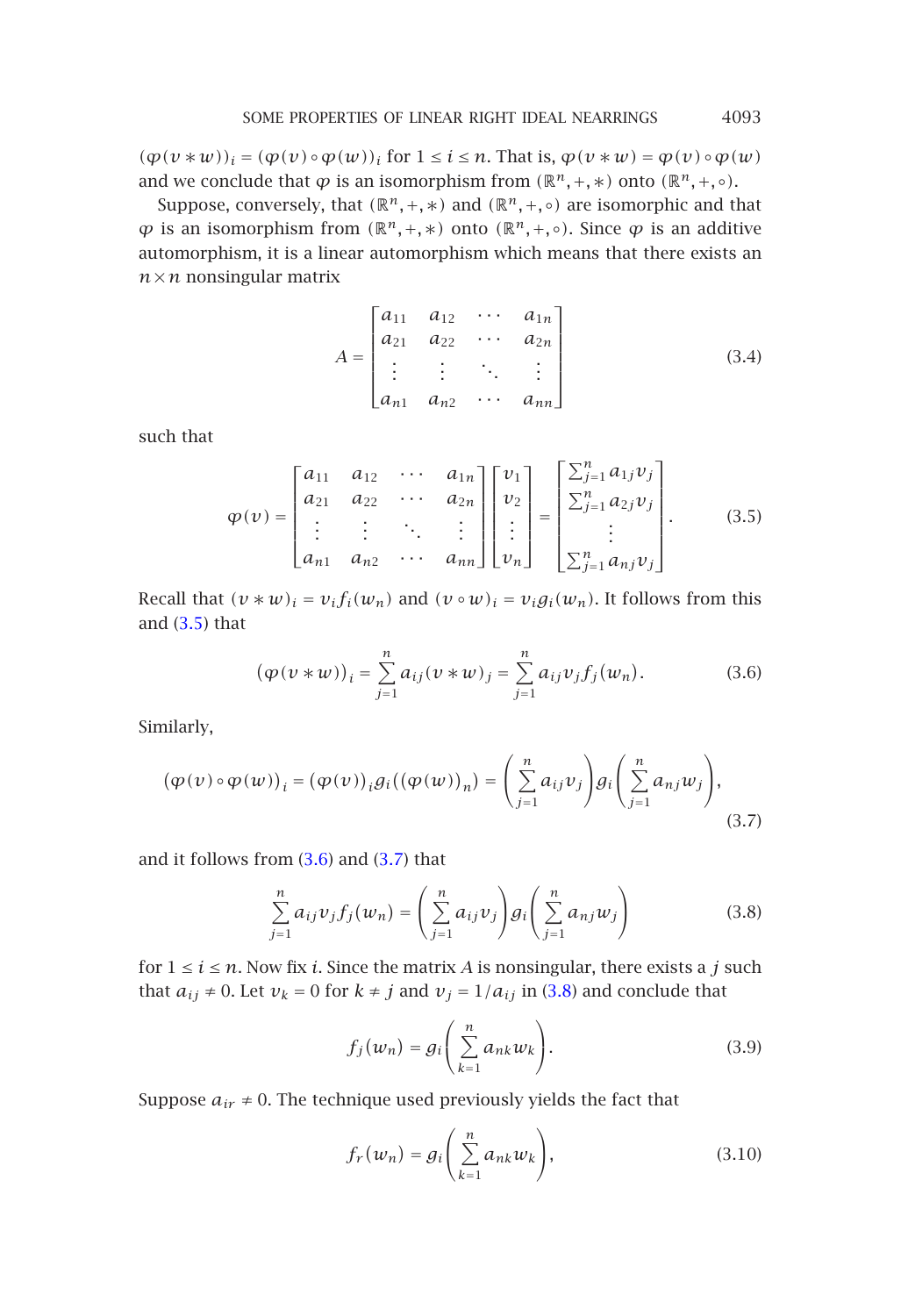$(\varphi(v * w))_i = (\varphi(v) \circ \varphi(w))_i$ for $1 \le i \le n$. That is, $\varphi(v * w) = \varphi(v) \circ \varphi(w)$ and we conclude that $\varphi$ is an isomorphism from $(\mathbb{R}^n, +, *)$ onto $(\mathbb{R}^n, +, \circ)$.

Suppose, conversely, that $(\mathbb{R}^n, +, *)$ and $(\mathbb{R}^n, +, \circ)$ are isomorphic and that $\varphi$ is an isomorphism from $(\mathbb{R}^n, +, *)$ onto $(\mathbb{R}^n, +, \circ)$. Since $\varphi$ is an additive automorphism, it is a linear automorphism which means that there exists an $n \times n$ nonsingular matrix

$$A = \begin{bmatrix} a_{11} & a_{12} & \cdots & a_{1n} \\ a_{21} & a_{22} & \cdots & a_{2n} \\ \vdots & \vdots & \ddots & \vdots \\ a_{n1} & a_{n2} & \cdots & a_{nn} \end{bmatrix} \tag{3.4}$$

such that

$$\varphi(v) = \begin{bmatrix} a_{11} & a_{12} & \cdots & a_{1n} \\ a_{21} & a_{22} & \cdots & a_{2n} \\ \vdots & \vdots & \ddots & \vdots \\ a_{n1} & a_{n2} & \cdots & a_{nn} \end{bmatrix} \begin{bmatrix} v_1 \\ v_2 \\ \vdots \\ v_n \end{bmatrix} = \begin{bmatrix} \sum_{j=1}^n a_{1j} v_j \\ \sum_{j=1}^n a_{2j} v_j \\ \vdots \\ \sum_{j=1}^n a_{nj} v_j \end{bmatrix}. \tag{3.5}$$

Recall that $(v * w)_i = v_i f_i(w_n)$ and $(v \circ w)_i = v_i g_i(w_n)$. It follows from this and (3.5) that

$$\big(\varphi(v * w)\big)_i = \sum_{j=1}^n a_{ij}(v * w)_j = \sum_{j=1}^n a_{ij} v_j f_j(w_n). \tag{3.6}$$

Similarly,

$$\big(\varphi(v) \circ \varphi(w)\big)_i = (\varphi(v))_i g_i\big((\varphi(w))_n\big) = \left(\sum_{j=1}^n a_{ij} v_j\right) g_i\left(\sum_{j=1}^n a_{nj} w_j\right), \tag{3.7}$$

and it follows from (3.6) and (3.7) that

$$\sum_{j=1}^n a_{ij} v_j f_j(w_n) = \left(\sum_{j=1}^n a_{ij} v_j\right) g_i\left(\sum_{j=1}^n a_{nj} w_j\right) \tag{3.8}$$

for $1 \le i \le n$. Now fix $i$. Since the matrix $A$ is nonsingular, there exists a $j$ such that $a_{ij} \ne 0$. Let $v_k = 0$ for $k \ne j$ and $v_j = 1/a_{ij}$ in (3.8) and conclude that

$$f_j(w_n) = g_i\left(\sum_{k=1}^n a_{nk} w_k\right). \tag{3.9}$$

Suppose $a_{ir} \ne 0$. The technique used previously yields the fact that

$$f_r(w_n) = g_i\left(\sum_{k=1}^n a_{nk} w_k\right), \tag{3.10}$$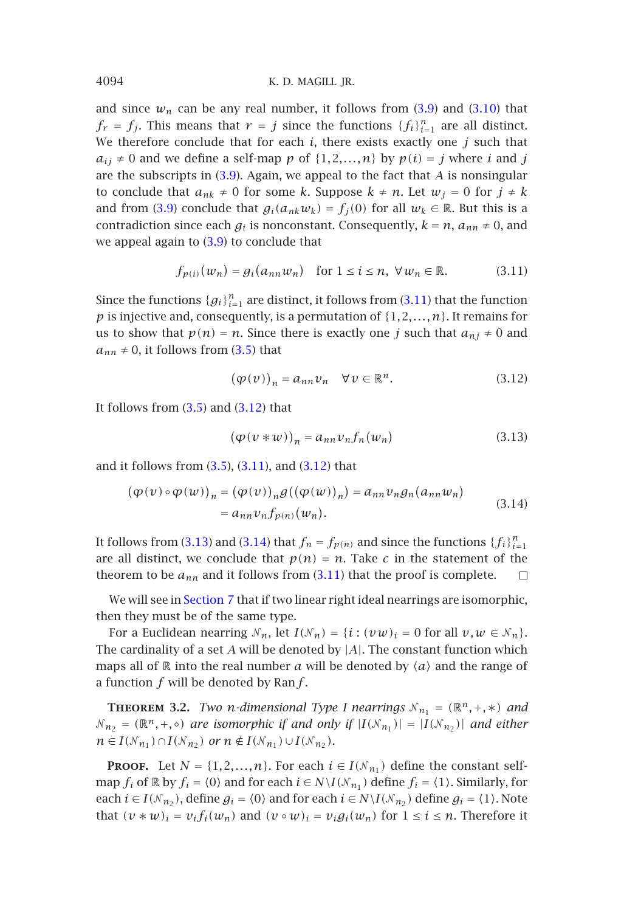and since $w_n$ can be any real number, it follows from (3.9) and (3.10) that $f_r = f_j$. This means that $r = j$ since the functions $\{f_i\}_{i=1}^n$ are all distinct. We therefore conclude that for each $i$, there exists exactly one $j$ such that $a_{ij} \neq 0$ and we define a self-map $p$ of $\{1,2,\dots,n\}$ by $p(i) = j$ where $i$ and $j$ are the subscripts in (3.9). Again, we appeal to the fact that $A$ is nonsingular to conclude that $a_{nk} \neq 0$ for some $k$. Suppose $k \neq n$. Let $w_j = 0$ for $j \neq k$ and from (3.9) conclude that $g_i(a_{nk}w_k) = f_j(0)$ for all $w_k \in \mathbb{R}$. But this is a contradiction since each $g_i$ is nonconstant. Consequently, $k = n$, $a_{nn} \neq 0$, and we appeal again to (3.9) to conclude that

$$f_{p(i)}(w_n) = g_i(a_{nn}w_n) \quad \text{for } 1 \leq i \leq n, \ \forall w_n \in \mathbb{R}. \tag{3.11}$$

Since the functions $\{g_i\}_{i=1}^n$ are distinct, it follows from (3.11) that the function $p$ is injective and, consequently, is a permutation of $\{1,2,\dots,n\}$. It remains for us to show that $p(n) = n$. Since there is exactly one $j$ such that $a_{nj} \neq 0$ and $a_{nn} \neq 0$, it follows from (3.5) that

$$(\varphi(v))_n = a_{nn}v_n \quad \forall v \in \mathbb{R}^n. \tag{3.12}$$

It follows from (3.5) and (3.12) that

$$(\varphi(v * w))_n = a_{nn}v_n f_n(w_n) \tag{3.13}$$

and it follows from (3.5), (3.11), and (3.12) that

$$\begin{aligned}(\varphi(v) \circ \varphi(w))_n &= (\varphi(v))_n g((\varphi(w))_n) = a_{nn}v_n g_n(a_{nn}w_n) \\ &= a_{nn}v_n f_{p(n)}(w_n).\end{aligned} \tag{3.14}$$

It follows from (3.13) and (3.14) that $f_n = f_{p(n)}$ and since the functions $\{f_i\}_{i=1}^n$ are all distinct, we conclude that $p(n) = n$. Take $c$ in the statement of the theorem to be $a_{nn}$ and it follows from (3.11) that the proof is complete. □

We will see in Section 7 that if two linear right ideal nearrings are isomorphic, then they must be of the same type.

For a Euclidean nearring $\mathcal{N}_n$, let $I(\mathcal{N}_n) = \{i : (vw)_i = 0 \text{ for all } v, w \in \mathcal{N}_n\}$. The cardinality of a set $A$ will be denoted by $|A|$. The constant function which maps all of $\mathbb{R}$ into the real number $a$ will be denoted by $\langle a \rangle$ and the range of a function $f$ will be denoted by $\operatorname{Ran} f$.

**Theorem 3.2.** *Two $n$-dimensional Type I nearrings $\mathcal{N}_{n_1} = (\mathbb{R}^n, +, *)$ and $\mathcal{N}_{n_2} = (\mathbb{R}^n, +, \circ)$ are isomorphic if and only if $|I(\mathcal{N}_{n_1})| = |I(\mathcal{N}_{n_2})|$ and either $n \in I(\mathcal{N}_{n_1}) \cap I(\mathcal{N}_{n_2})$ or $n \notin I(\mathcal{N}_{n_1}) \cup I(\mathcal{N}_{n_2})$.*

**Proof.** Let $N = \{1,2,\dots,n\}$. For each $i \in I(\mathcal{N}_{n_1})$ define the constant self-map $f_i$ of $\mathbb{R}$ by $f_i = \langle 0 \rangle$ and for each $i \in N \backslash I(\mathcal{N}_{n_1})$ define $f_i = \langle 1 \rangle$. Similarly, for each $i \in I(\mathcal{N}_{n_2})$, define $g_i = \langle 0 \rangle$ and for each $i \in N \backslash I(\mathcal{N}_{n_2})$ define $g_i = \langle 1 \rangle$. Note that $(v * w)_i = v_i f_i(w_n)$ and $(v \circ w)_i = v_i g_i(w_n)$ for $1 \leq i \leq n$. Therefore it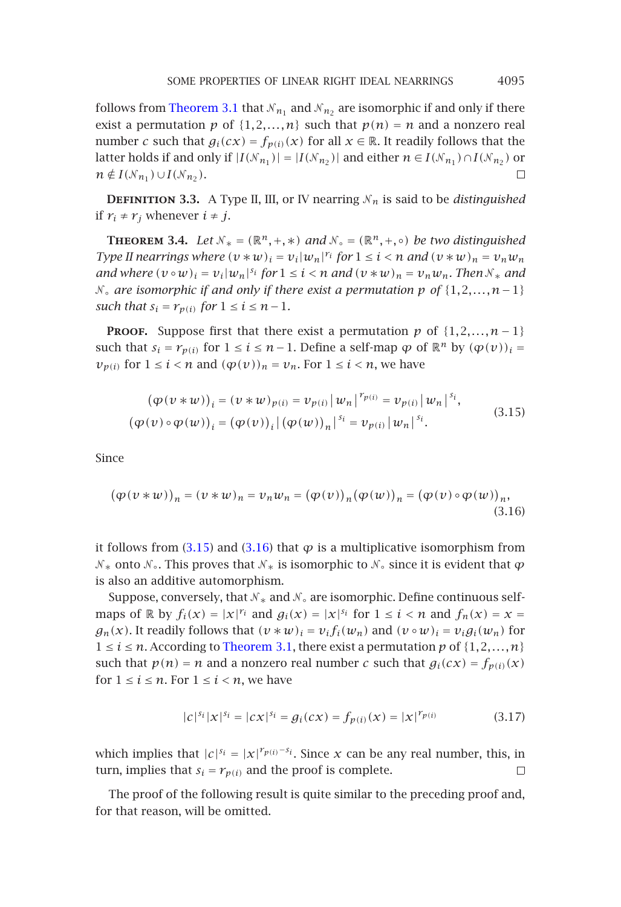follows from Theorem 3.1 that $\mathcal{N}_{n_1}$ and $\mathcal{N}_{n_2}$ are isomorphic if and only if there exist a permutation $p$ of $\{1,2,\dots,n\}$ such that $p(n) = n$ and a nonzero real number $c$ such that $g_i(cx) = f_{p(i)}(x)$ for all $x \in \mathbb{R}$. It readily follows that the latter holds if and only if $|I(\mathcal{N}_{n_1})| = |I(\mathcal{N}_{n_2})|$ and either $n \in I(\mathcal{N}_{n_1}) \cap I(\mathcal{N}_{n_2})$ or $n \notin I(\mathcal{N}_{n_1}) \cup I(\mathcal{N}_{n_2})$. □

**Definition 3.3.** A Type II, III, or IV nearring $\mathcal{N}_n$ is said to be *distinguished* if $r_i \neq r_j$ whenever $i \neq j$.

**Theorem 3.4.** *Let $\mathcal{N}_* = (\mathbb{R}^n, +, *)$ and $\mathcal{N}_\circ = (\mathbb{R}^n, +, \circ)$ be two distinguished Type II nearrings where $(v * w)_i = v_i |w_n|^{r_i}$ for $1 \le i < n$ and $(v * w)_n = v_n w_n$ and where $(v \circ w)_i = v_i |w_n|^{s_i}$ for $1 \le i < n$ and $(v * w)_n = v_n w_n$. Then $\mathcal{N}_*$ and $\mathcal{N}_\circ$ are isomorphic if and only if there exist a permutation $p$ of $\{1,2,\dots,n-1\}$ such that $s_i = r_{p(i)}$ for $1 \le i \le n-1$.*

**Proof.** Suppose first that there exist a permutation $p$ of $\{1,2,\dots,n-1\}$ such that $s_i = r_{p(i)}$ for $1 \le i \le n-1$. Define a self-map $\varphi$ of $\mathbb{R}^n$ by $(\varphi(v))_i = v_{p(i)}$ for $1 \le i < n$ and $(\varphi(v))_n = v_n$. For $1 \le i < n$, we have

$$
\begin{aligned}
(\varphi(v * w))_i &= (v * w)_{p(i)} = v_{p(i)} \left| w_n \right|^{r_{p(i)}} = v_{p(i)} \left| w_n \right|^{s_i}, \\
(\varphi(v) \circ \varphi(w))_i &= (\varphi(v))_i \left| (\varphi(w))_n \right|^{s_i} = v_{p(i)} \left| w_n \right|^{s_i}.
\end{aligned}
\tag{3.15}
$$

Since

$$
(\varphi(v * w))_n = (v * w)_n = v_n w_n = (\varphi(v))_n (\varphi(w))_n = (\varphi(v) \circ \varphi(w))_n,
\tag{3.16}
$$

it follows from (3.15) and (3.16) that $\varphi$ is a multiplicative isomorphism from $\mathcal{N}_*$ onto $\mathcal{N}_\circ$. This proves that $\mathcal{N}_*$ is isomorphic to $\mathcal{N}_\circ$ since it is evident that $\varphi$ is also an additive automorphism.

Suppose, conversely, that $\mathcal{N}_*$ and $\mathcal{N}_\circ$ are isomorphic. Define continuous self-maps of $\mathbb{R}$ by $f_i(x) = |x|^{r_i}$ and $g_i(x) = |x|^{s_i}$ for $1 \le i < n$ and $f_n(x) = x = g_n(x)$. It readily follows that $(v * w)_i = v_i f_i(w_n)$ and $(v \circ w)_i = v_i g_i(w_n)$ for $1 \le i \le n$. According to Theorem 3.1, there exist a permutation $p$ of $\{1,2,\dots,n\}$ such that $p(n) = n$ and a nonzero real number $c$ such that $g_i(cx) = f_{p(i)}(x)$ for $1 \le i \le n$. For $1 \le i < n$, we have

$$
|c|^{s_i} |x|^{s_i} = |cx|^{s_i} = g_i(cx) = f_{p(i)}(x) = |x|^{r_{p(i)}}
\tag{3.17}
$$

which implies that $|c|^{s_i} = |x|^{r_{p(i)} - s_i}$. Since $x$ can be any real number, this, in turn, implies that $s_i = r_{p(i)}$ and the proof is complete. □

The proof of the following result is quite similar to the preceding proof and, for that reason, will be omitted.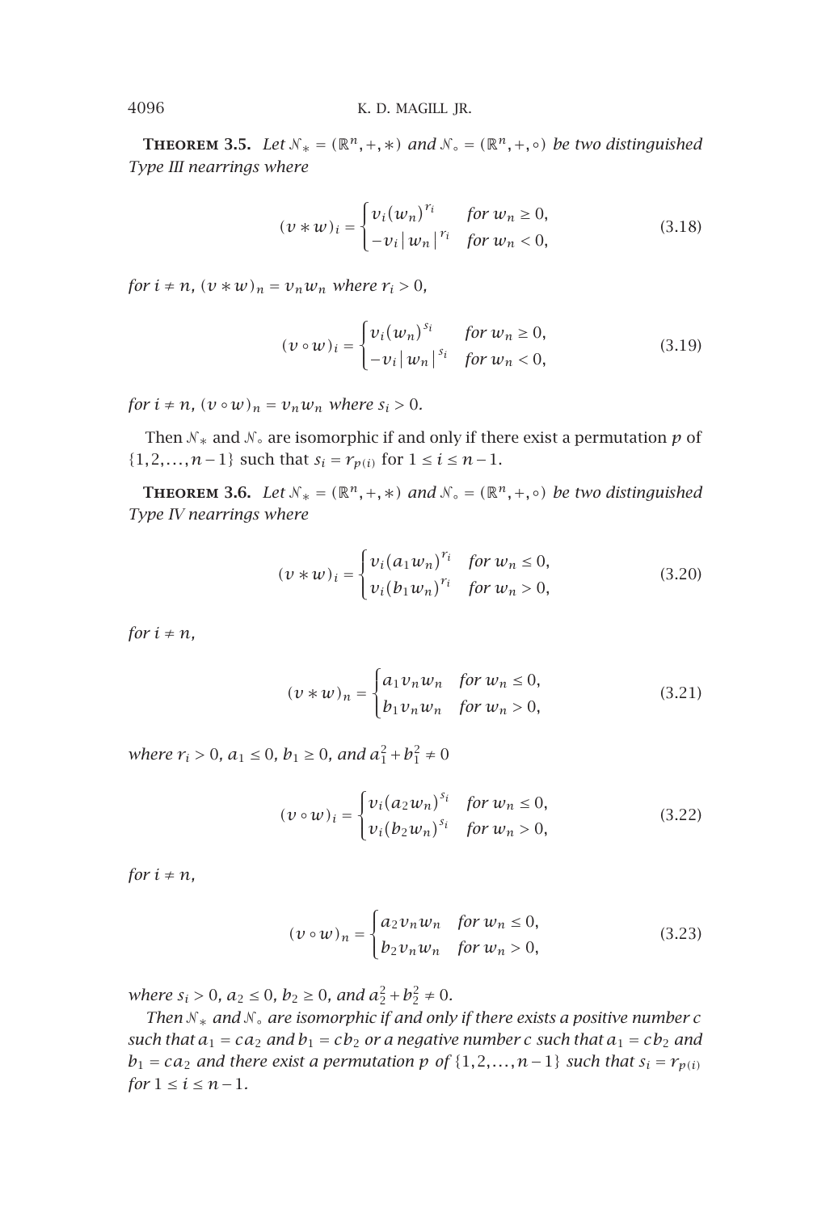**Theorem 3.5.** *Let $\mathcal{N}_* = (\mathbb{R}^n, +, *)$ and $\mathcal{N}_\circ = (\mathbb{R}^n, +, \circ)$ be two distinguished Type III nearrings where*

$$(v * w)_i = \begin{cases} v_i (w_n)^{r_i} & \text{for } w_n \geq 0, \\ -v_i |w_n|^{r_i} & \text{for } w_n < 0, \end{cases} \tag{3.18}$$

*for $i \neq n$, $(v * w)_n = v_n w_n$ where $r_i > 0$,*

$$(v \circ w)_i = \begin{cases} v_i (w_n)^{s_i} & \text{for } w_n \geq 0, \\ -v_i |w_n|^{s_i} & \text{for } w_n < 0, \end{cases} \tag{3.19}$$

*for $i \neq n$, $(v \circ w)_n = v_n w_n$ where $s_i > 0$.*

Then $\mathcal{N}_*$ and $\mathcal{N}_\circ$ are isomorphic if and only if there exist a permutation $p$ of $\{1, 2, \ldots, n-1\}$ such that $s_i = r_{p(i)}$ for $1 \leq i \leq n-1$.

**Theorem 3.6.** *Let $\mathcal{N}_* = (\mathbb{R}^n, +, *)$ and $\mathcal{N}_\circ = (\mathbb{R}^n, +, \circ)$ be two distinguished Type IV nearrings where*

$$(v * w)_i = \begin{cases} v_i (a_1 w_n)^{r_i} & \text{for } w_n \leq 0, \\ v_i (b_1 w_n)^{r_i} & \text{for } w_n > 0, \end{cases} \tag{3.20}$$

*for $i \neq n$,*

$$(v * w)_n = \begin{cases} a_1 v_n w_n & \text{for } w_n \leq 0, \\ b_1 v_n w_n & \text{for } w_n > 0, \end{cases} \tag{3.21}$$

*where $r_i > 0$, $a_1 \leq 0$, $b_1 \geq 0$, and $a_1^2 + b_1^2 \neq 0$*

$$(v \circ w)_i = \begin{cases} v_i (a_2 w_n)^{s_i} & \text{for } w_n \leq 0, \\ v_i (b_2 w_n)^{s_i} & \text{for } w_n > 0, \end{cases} \tag{3.22}$$

*for $i \neq n$,*

$$(v \circ w)_n = \begin{cases} a_2 v_n w_n & \text{for } w_n \leq 0, \\ b_2 v_n w_n & \text{for } w_n > 0, \end{cases} \tag{3.23}$$

*where $s_i > 0$, $a_2 \leq 0$, $b_2 \geq 0$, and $a_2^2 + b_2^2 \neq 0$.*

*Then $\mathcal{N}_*$ and $\mathcal{N}_\circ$ are isomorphic if and only if there exists a positive number $c$ such that $a_1 = ca_2$ and $b_1 = cb_2$ or a negative number $c$ such that $a_1 = cb_2$ and $b_1 = ca_2$ and there exist a permutation $p$ of $\{1, 2, \ldots, n-1\}$ such that $s_i = r_{p(i)}$ for $1 \leq i \leq n-1$.*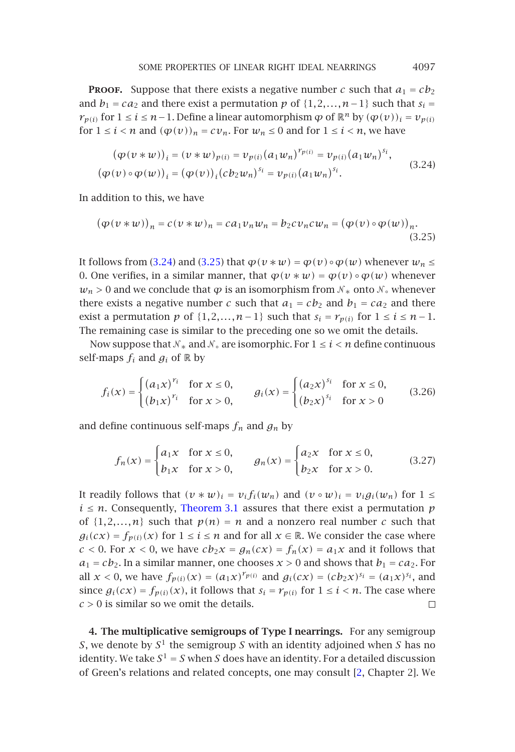**Proof.** Suppose that there exists a negative number $c$ such that $a_1 = cb_2$ and $b_1 = ca_2$ and there exist a permutation $p$ of $\{1,2,\ldots,n-1\}$ such that $s_i = r_{p(i)}$ for $1 \le i \le n-1$. Define a linear automorphism $\varphi$ of $\mathbb{R}^n$ by $(\varphi(v))_i = v_{p(i)}$ for $1 \le i < n$ and $(\varphi(v))_n = cv_n$. For $w_n \le 0$ and for $1 \le i < n$, we have

$$
\begin{aligned}
(\varphi(v * w))_i &= (v * w)_{p(i)} = v_{p(i)}(a_1 w_n)^{r_{p(i)}} = v_{p(i)}(a_1 w_n)^{s_i},\\
(\varphi(v) \circ \varphi(w))_i &= (\varphi(v))_i (cb_2 w_n)^{s_i} = v_{p(i)}(a_1 w_n)^{s_i}.
\end{aligned}
\tag{3.24}
$$

In addition to this, we have

$$
(\varphi(v * w))_n = c(v * w)_n = ca_1 v_n w_n = b_2 c v_n c w_n = (\varphi(v) \circ \varphi(w))_n.
\tag{3.25}
$$

It follows from (3.24) and (3.25) that $\varphi(v * w) = \varphi(v) \circ \varphi(w)$ whenever $w_n \le 0$. One verifies, in a similar manner, that $\varphi(v * w) = \varphi(v) \circ \varphi(w)$ whenever $w_n > 0$ and we conclude that $\varphi$ is an isomorphism from $\mathcal{N}_*$ onto $\mathcal{N}_\circ$ whenever there exists a negative number $c$ such that $a_1 = cb_2$ and $b_1 = ca_2$ and there exist a permutation $p$ of $\{1,2,\ldots,n-1\}$ such that $s_i = r_{p(i)}$ for $1 \le i \le n-1$. The remaining case is similar to the preceding one so we omit the details.

Now suppose that $\mathcal{N}_*$ and $\mathcal{N}_\circ$ are isomorphic. For $1 \le i < n$ define continuous self-maps $f_i$ and $g_i$ of $\mathbb{R}$ by

$$
f_i(x) = \begin{cases} (a_1 x)^{r_i} & \text{for } x \le 0, \\ (b_1 x)^{r_i} & \text{for } x > 0, \end{cases} \qquad
g_i(x) = \begin{cases} (a_2 x)^{s_i} & \text{for } x \le 0, \\ (b_2 x)^{s_i} & \text{for } x > 0 \end{cases}
\tag{3.26}
$$

and define continuous self-maps $f_n$ and $g_n$ by

$$
f_n(x) = \begin{cases} a_1 x & \text{for } x \le 0, \\ b_1 x & \text{for } x > 0, \end{cases} \qquad
g_n(x) = \begin{cases} a_2 x & \text{for } x \le 0, \\ b_2 x & \text{for } x > 0. \end{cases}
\tag{3.27}
$$

It readily follows that $(v * w)_i = v_i f_i(w_n)$ and $(v \circ w)_i = v_i g_i(w_n)$ for $1 \le i \le n$. Consequently, Theorem 3.1 assures that there exist a permutation $p$ of $\{1,2,\ldots,n\}$ such that $p(n) = n$ and a nonzero real number $c$ such that $g_i(cx) = f_{p(i)}(x)$ for $1 \le i \le n$ and for all $x \in \mathbb{R}$. We consider the case where $c < 0$. For $x < 0$, we have $cb_2 x = g_n(cx) = f_n(x) = a_1 x$ and it follows that $a_1 = cb_2$. In a similar manner, one chooses $x > 0$ and shows that $b_1 = ca_2$. For all $x < 0$, we have $f_{p(i)}(x) = (a_1 x)^{r_{p(i)}}$ and $g_i(cx) = (cb_2 x)^{s_i} = (a_1 x)^{s_i}$, and since $g_i(cx) = f_{p(i)}(x)$, it follows that $s_i = r_{p(i)}$ for $1 \le i < n$. The case where $c > 0$ is similar so we omit the details. □

## 4. The multiplicative semigroups of Type I nearrings.

For any semigroup $S$, we denote by $S^1$ the semigroup $S$ with an identity adjoined when $S$ has no identity. We take $S^1 = S$ when $S$ does have an identity. For a detailed discussion of Green's relations and related concepts, one may consult [2, Chapter 2]. We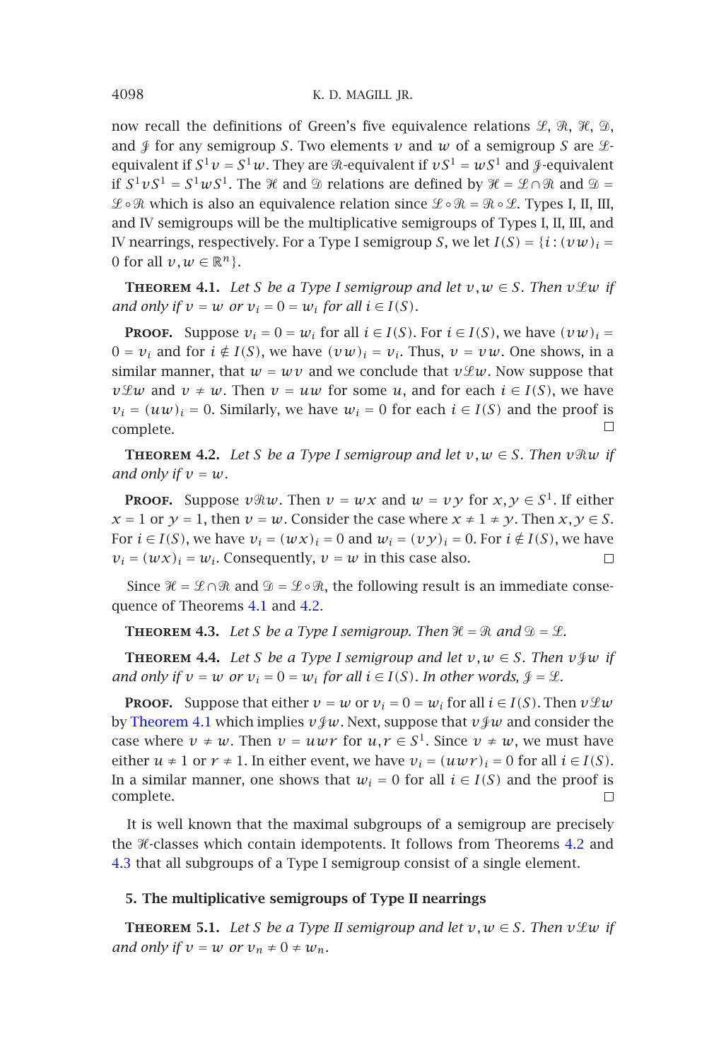now recall the definitions of Green's five equivalence relations $\mathcal{L}$, $\mathcal{R}$, $\mathcal{H}$, $\mathcal{D}$, and $\mathcal{J}$ for any semigroup $S$. Two elements $v$ and $w$ of a semigroup $S$ are $\mathcal{L}$-equivalent if $S^1v = S^1w$. They are $\mathcal{R}$-equivalent if $vS^1 = wS^1$ and $\mathcal{J}$-equivalent if $S^1vS^1 = S^1wS^1$. The $\mathcal{H}$ and $\mathcal{D}$ relations are defined by $\mathcal{H} = \mathcal{L} \cap \mathcal{R}$ and $\mathcal{D} = \mathcal{L} \circ \mathcal{R}$ which is also an equivalence relation since $\mathcal{L} \circ \mathcal{R} = \mathcal{R} \circ \mathcal{L}$. Types I, II, III, and IV semigroups will be the multiplicative semigroups of Types I, II, III, and IV nearrings, respectively. For a Type I semigroup $S$, we let $I(S) = \{i : (vw)_i = 0 \text{ for all } v, w \in \mathbb{R}^n\}$.

**Theorem 4.1.** *Let $S$ be a Type I semigroup and let $v, w \in S$. Then $v\mathcal{L}w$ if and only if $v = w$ or $v_i = 0 = w_i$ for all $i \in I(S)$.*

**Proof.** Suppose $v_i = 0 = w_i$ for all $i \in I(S)$. For $i \in I(S)$, we have $(vw)_i = 0 = v_i$ and for $i \notin I(S)$, we have $(vw)_i = v_i$. Thus, $v = vw$. One shows, in a similar manner, that $w = wv$ and we conclude that $v\mathcal{L}w$. Now suppose that $v\mathcal{L}w$ and $v \neq w$. Then $v = uw$ for some $u$, and for each $i \in I(S)$, we have $v_i = (uw)_i = 0$. Similarly, we have $w_i = 0$ for each $i \in I(S)$ and the proof is complete. □

**Theorem 4.2.** *Let $S$ be a Type I semigroup and let $v, w \in S$. Then $v\mathcal{R}w$ if and only if $v = w$.*

**Proof.** Suppose $v\mathcal{R}w$. Then $v = wx$ and $w = vy$ for $x, y \in S^1$. If either $x = 1$ or $y = 1$, then $v = w$. Consider the case where $x \neq 1 \neq y$. Then $x, y \in S$. For $i \in I(S)$, we have $v_i = (wx)_i = 0$ and $w_i = (vy)_i = 0$. For $i \notin I(S)$, we have $v_i = (wx)_i = w_i$. Consequently, $v = w$ in this case also. □

Since $\mathcal{H} = \mathcal{L} \cap \mathcal{R}$ and $\mathcal{D} = \mathcal{L} \circ \mathcal{R}$, the following result is an immediate consequence of Theorems 4.1 and 4.2.

**Theorem 4.3.** *Let $S$ be a Type I semigroup. Then $\mathcal{H} = \mathcal{R}$ and $\mathcal{D} = \mathcal{L}$.*

**Theorem 4.4.** *Let $S$ be a Type I semigroup and let $v, w \in S$. Then $v\mathcal{J}w$ if and only if $v = w$ or $v_i = 0 = w_i$ for all $i \in I(S)$. In other words, $\mathcal{J} = \mathcal{L}$.*

**Proof.** Suppose that either $v = w$ or $v_i = 0 = w_i$ for all $i \in I(S)$. Then $v\mathcal{L}w$ by Theorem 4.1 which implies $v\mathcal{J}w$. Next, suppose that $v\mathcal{J}w$ and consider the case where $v \neq w$. Then $v = uwr$ for $u, r \in S^1$. Since $v \neq w$, we must have either $u \neq 1$ or $r \neq 1$. In either event, we have $v_i = (uwr)_i = 0$ for all $i \in I(S)$. In a similar manner, one shows that $w_i = 0$ for all $i \in I(S)$ and the proof is complete. □

It is well known that the maximal subgroups of a semigroup are precisely the $\mathcal{H}$-classes which contain idempotents. It follows from Theorems 4.2 and 4.3 that all subgroups of a Type I semigroup consist of a single element.

## 5. The multiplicative semigroups of Type II nearrings

**Theorem 5.1.** *Let $S$ be a Type II semigroup and let $v, w \in S$. Then $v\mathcal{L}w$ if and only if $v = w$ or $v_n \neq 0 \neq w_n$.*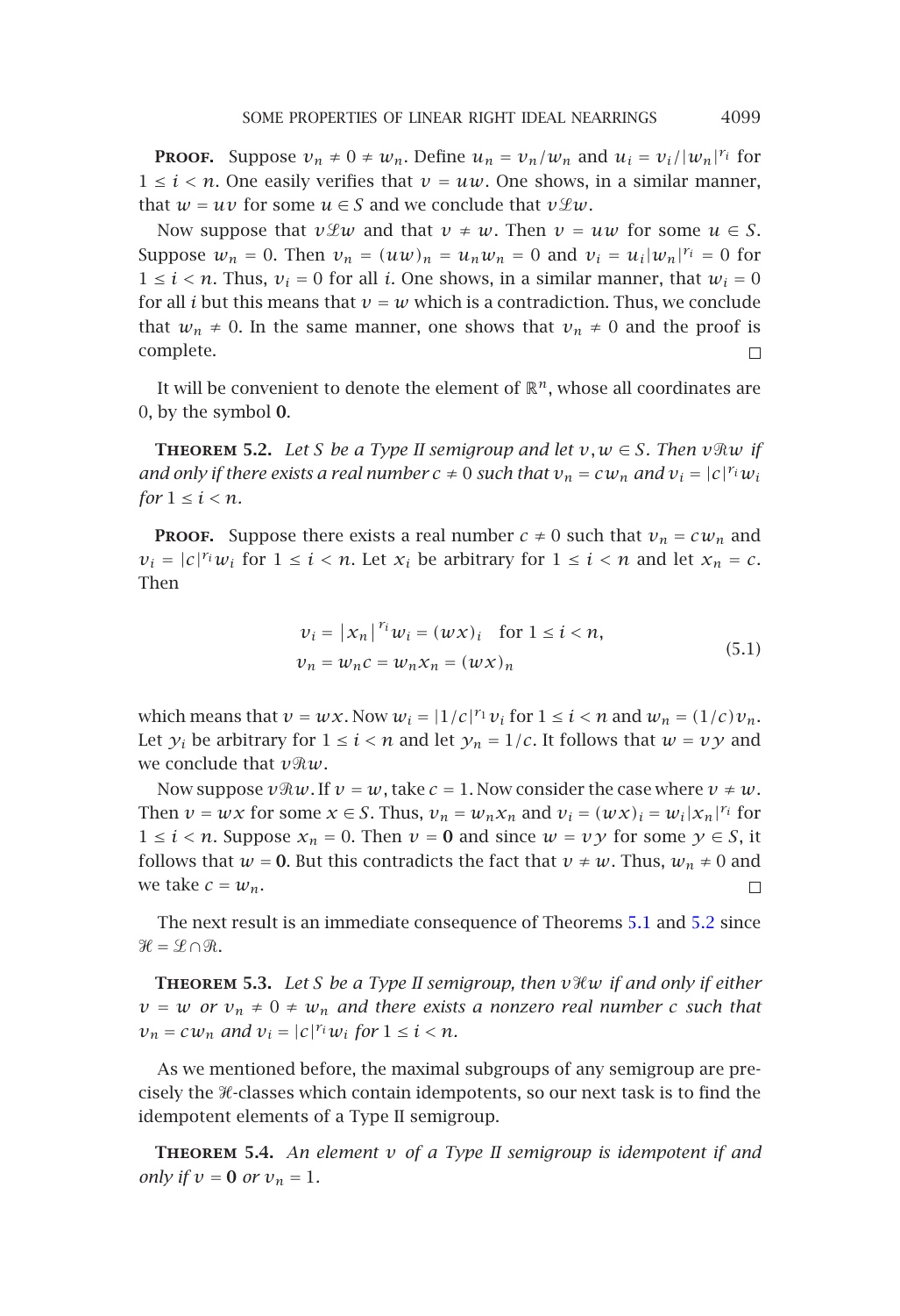**Proof.** Suppose $v_n \neq 0 \neq w_n$. Define $u_n = v_n/w_n$ and $u_i = v_i/|w_n|^{r_i}$ for $1 \le i < n$. One easily verifies that $v = uw$. One shows, in a similar manner, that $w = uv$ for some $u \in S$ and we conclude that $v\mathcal{L}w$.

Now suppose that $v\mathcal{L}w$ and that $v \neq w$. Then $v = uw$ for some $u \in S$. Suppose $w_n = 0$. Then $v_n = (uw)_n = u_n w_n = 0$ and $v_i = u_i|w_n|^{r_i} = 0$ for $1 \le i < n$. Thus, $v_i = 0$ for all $i$. One shows, in a similar manner, that $w_i = 0$ for all $i$ but this means that $v = w$ which is a contradiction. Thus, we conclude that $w_n \neq 0$. In the same manner, one shows that $v_n \neq 0$ and the proof is complete. $\square$

It will be convenient to denote the element of $\mathbb{R}^n$, whose all coordinates are 0, by the symbol $\mathbf{0}$.

**Theorem 5.2.** *Let $S$ be a Type II semigroup and let $v, w \in S$. Then $v\mathcal{R}w$ if and only if there exists a real number $c \neq 0$ such that $v_n = cw_n$ and $v_i = |c|^{r_i} w_i$ for $1 \le i < n$.*

**Proof.** Suppose there exists a real number $c \neq 0$ such that $v_n = cw_n$ and $v_i = |c|^{r_i} w_i$ for $1 \le i < n$. Let $x_i$ be arbitrary for $1 \le i < n$ and let $x_n = c$. Then

$$\begin{aligned} v_i &= |x_n|^{r_i} w_i = (wx)_i \quad \text{for } 1 \le i < n, \\ v_n &= w_n c = w_n x_n = (wx)_n \end{aligned} \tag{5.1}$$

which means that $v = wx$. Now $w_i = |1/c|^{r_1} v_i$ for $1 \le i < n$ and $w_n = (1/c)v_n$. Let $y_i$ be arbitrary for $1 \le i < n$ and let $y_n = 1/c$. It follows that $w = vy$ and we conclude that $v\mathcal{R}w$.

Now suppose $v\mathcal{R}w$. If $v = w$, take $c = 1$. Now consider the case where $v \neq w$. Then $v = wx$ for some $x \in S$. Thus, $v_n = w_n x_n$ and $v_i = (wx)_i = w_i|x_n|^{r_i}$ for $1 \le i < n$. Suppose $x_n = 0$. Then $v = \mathbf{0}$ and since $w = vy$ for some $y \in S$, it follows that $w = \mathbf{0}$. But this contradicts the fact that $v \neq w$. Thus, $w_n \neq 0$ and we take $c = w_n$. $\square$

The next result is an immediate consequence of Theorems 5.1 and 5.2 since $\mathcal{H} = \mathcal{L} \cap \mathcal{R}$.

**Theorem 5.3.** *Let $S$ be a Type II semigroup, then $v\mathcal{H}w$ if and only if either $v = w$ or $v_n \neq 0 \neq w_n$ and there exists a nonzero real number $c$ such that $v_n = cw_n$ and $v_i = |c|^{r_i} w_i$ for $1 \le i < n$.*

As we mentioned before, the maximal subgroups of any semigroup are precisely the $\mathcal{H}$-classes which contain idempotents, so our next task is to find the idempotent elements of a Type II semigroup.

**Theorem 5.4.** *An element $v$ of a Type II semigroup is idempotent if and only if $v = \mathbf{0}$ or $v_n = 1$.*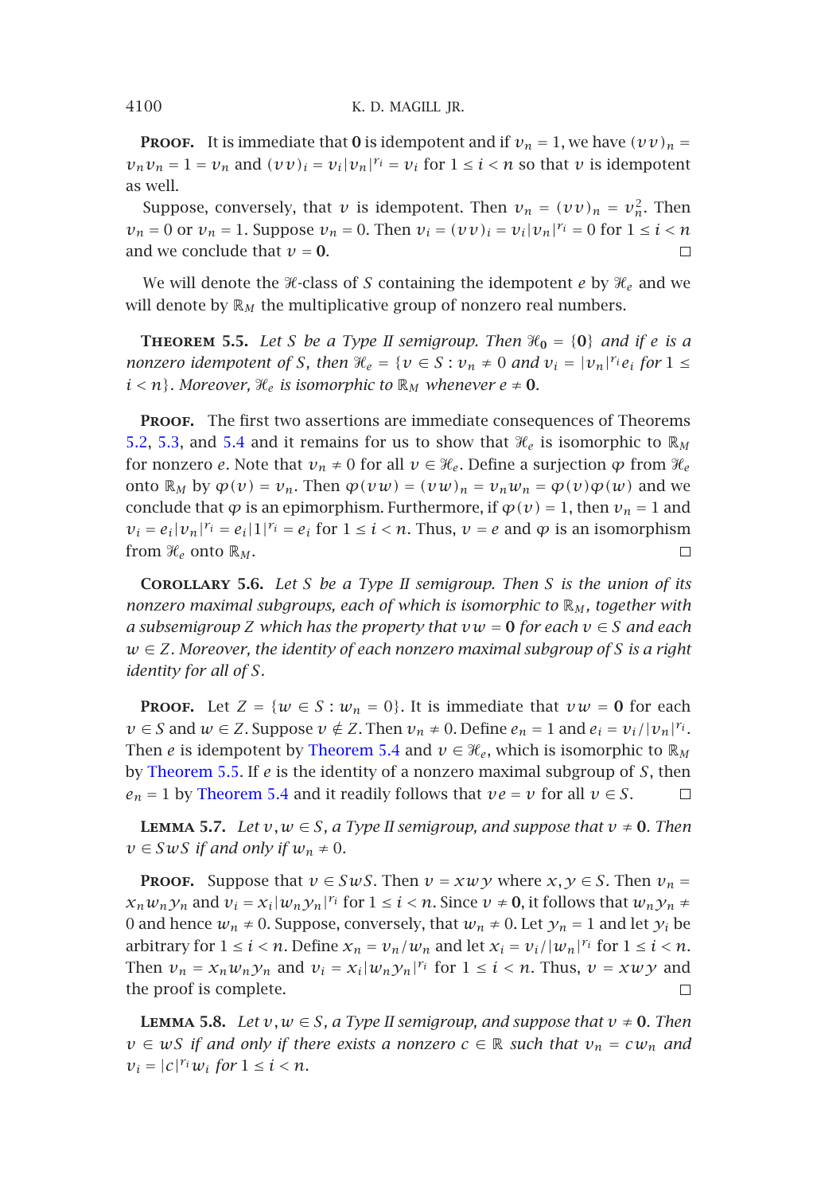**Proof.** It is immediate that $\mathbf{0}$ is idempotent and if $v_n = 1$, we have $(vv)_n = v_n v_n = 1 = v_n$ and $(vv)_i = v_i |v_n|^{r_i} = v_i$ for $1 \le i < n$ so that $v$ is idempotent as well.

Suppose, conversely, that $v$ is idempotent. Then $v_n = (vv)_n = v_n^2$. Then $v_n = 0$ or $v_n = 1$. Suppose $v_n = 0$. Then $v_i = (vv)_i = v_i |v_n|^{r_i} = 0$ for $1 \le i < n$ and we conclude that $v = \mathbf{0}$. □

We will denote the $\mathcal{H}$-class of $S$ containing the idempotent $e$ by $\mathcal{H}_e$ and we will denote by $\mathbb{R}_M$ the multiplicative group of nonzero real numbers.

**Theorem 5.5.** *Let $S$ be a Type II semigroup. Then $\mathcal{H}_{\mathbf{0}} = \{\mathbf{0}\}$ and if $e$ is a nonzero idempotent of $S$, then $\mathcal{H}_e = \{v \in S : v_n \ne 0$ and $v_i = |v_n|^{r_i} e_i$ for $1 \le i < n\}$. Moreover, $\mathcal{H}_e$ is isomorphic to $\mathbb{R}_M$ whenever $e \ne \mathbf{0}$.*

**Proof.** The first two assertions are immediate consequences of Theorems 5.2, 5.3, and 5.4 and it remains for us to show that $\mathcal{H}_e$ is isomorphic to $\mathbb{R}_M$ for nonzero $e$. Note that $v_n \ne 0$ for all $v \in \mathcal{H}_e$. Define a surjection $\varphi$ from $\mathcal{H}_e$ onto $\mathbb{R}_M$ by $\varphi(v) = v_n$. Then $\varphi(vw) = (vw)_n = v_n w_n = \varphi(v)\varphi(w)$ and we conclude that $\varphi$ is an epimorphism. Furthermore, if $\varphi(v) = 1$, then $v_n = 1$ and $v_i = e_i |v_n|^{r_i} = e_i |1|^{r_i} = e_i$ for $1 \le i < n$. Thus, $v = e$ and $\varphi$ is an isomorphism from $\mathcal{H}_e$ onto $\mathbb{R}_M$. □

**Corollary 5.6.** *Let $S$ be a Type II semigroup. Then $S$ is the union of its nonzero maximal subgroups, each of which is isomorphic to $\mathbb{R}_M$, together with a subsemigroup $Z$ which has the property that $vw = \mathbf{0}$ for each $v \in S$ and each $w \in Z$. Moreover, the identity of each nonzero maximal subgroup of $S$ is a right identity for all of $S$.*

**Proof.** Let $Z = \{w \in S : w_n = 0\}$. It is immediate that $vw = \mathbf{0}$ for each $v \in S$ and $w \in Z$. Suppose $v \notin Z$. Then $v_n \ne 0$. Define $e_n = 1$ and $e_i = v_i / |v_n|^{r_i}$. Then $e$ is idempotent by Theorem 5.4 and $v \in \mathcal{H}_e$, which is isomorphic to $\mathbb{R}_M$ by Theorem 5.5. If $e$ is the identity of a nonzero maximal subgroup of $S$, then $e_n = 1$ by Theorem 5.4 and it readily follows that $ve = v$ for all $v \in S$. □

**Lemma 5.7.** *Let $v, w \in S$, a Type II semigroup, and suppose that $v \ne \mathbf{0}$. Then $v \in SwS$ if and only if $w_n \ne 0$.*

**Proof.** Suppose that $v \in SwS$. Then $v = xwy$ where $x, y \in S$. Then $v_n = x_n w_n y_n$ and $v_i = x_i |w_n y_n|^{r_i}$ for $1 \le i < n$. Since $v \ne \mathbf{0}$, it follows that $w_n y_n \ne 0$ and hence $w_n \ne 0$. Suppose, conversely, that $w_n \ne 0$. Let $y_n = 1$ and let $y_i$ be arbitrary for $1 \le i < n$. Define $x_n = v_n / w_n$ and let $x_i = v_i / |w_n|^{r_i}$ for $1 \le i < n$. Then $v_n = x_n w_n y_n$ and $v_i = x_i |w_n y_n|^{r_i}$ for $1 \le i < n$. Thus, $v = xwy$ and the proof is complete. □

**Lemma 5.8.** *Let $v, w \in S$, a Type II semigroup, and suppose that $v \ne \mathbf{0}$. Then $v \in wS$ if and only if there exists a nonzero $c \in \mathbb{R}$ such that $v_n = cw_n$ and $v_i = |c|^{r_i} w_i$ for $1 \le i < n$.*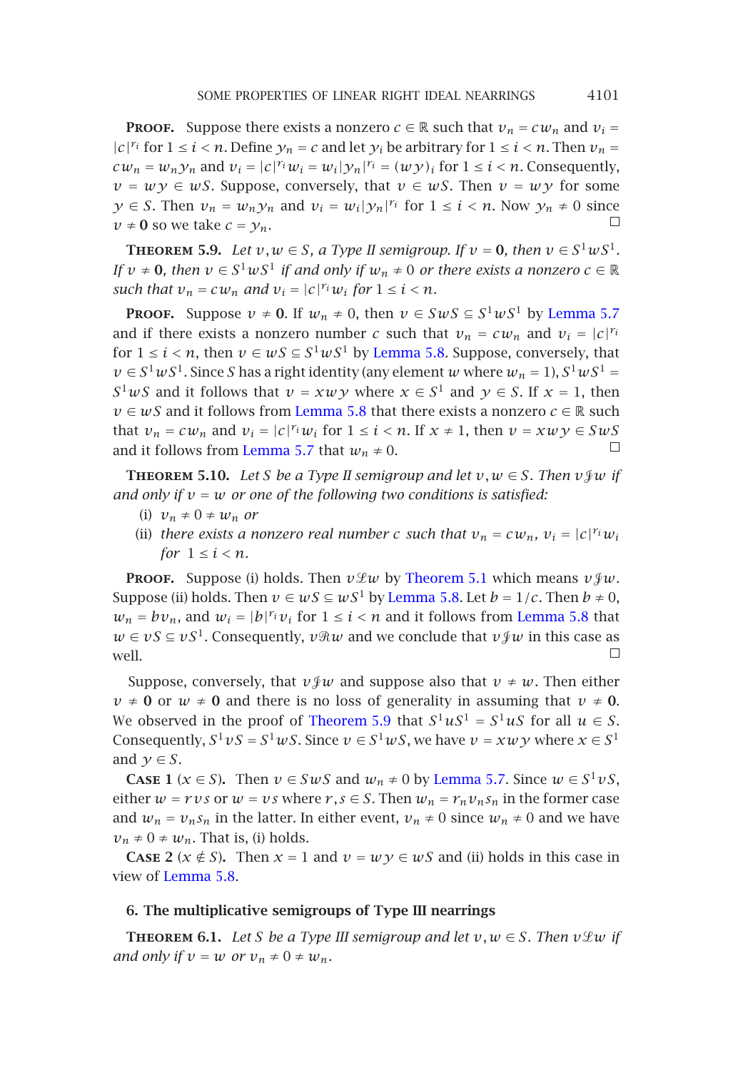**Proof.** Suppose there exists a nonzero $c \in \mathbb{R}$ such that $v_n = cw_n$ and $v_i = |c|^{r_i}$ for $1 \le i < n$. Define $y_n = c$ and let $y_i$ be arbitrary for $1 \le i < n$. Then $v_n = cw_n = w_n y_n$ and $v_i = |c|^{r_i} w_i = w_i |y_n|^{r_i} = (wy)_i$ for $1 \le i < n$. Consequently, $v = wy \in wS$. Suppose, conversely, that $v \in wS$. Then $v = wy$ for some $y \in S$. Then $v_n = w_n y_n$ and $v_i = w_i |y_n|^{r_i}$ for $1 \le i < n$. Now $y_n \ne 0$ since $v \ne \mathbf{0}$ so we take $c = y_n$. □

**Theorem 5.9.** *Let $v, w \in S$, a Type II semigroup. If $v = \mathbf{0}$, then $v \in S^1 w S^1$. If $v \ne \mathbf{0}$, then $v \in S^1 w S^1$ if and only if $w_n \ne 0$ or there exists a nonzero $c \in \mathbb{R}$ such that $v_n = cw_n$ and $v_i = |c|^{r_i} w_i$ for $1 \le i < n$.*

**Proof.** Suppose $v \ne \mathbf{0}$. If $w_n \ne 0$, then $v \in SwS \subseteq S^1 w S^1$ by Lemma 5.7 and if there exists a nonzero number $c$ such that $v_n = cw_n$ and $v_i = |c|^{r_i}$ for $1 \le i < n$, then $v \in wS \subseteq S^1 w S^1$ by Lemma 5.8. Suppose, conversely, that $v \in S^1 w S^1$. Since $S$ has a right identity (any element $w$ where $w_n = 1$), $S^1 w S^1 = S^1 w S$ and it follows that $v = xwy$ where $x \in S^1$ and $y \in S$. If $x = 1$, then $v \in wS$ and it follows from Lemma 5.8 that there exists a nonzero $c \in \mathbb{R}$ such that $v_n = cw_n$ and $v_i = |c|^{r_i} w_i$ for $1 \le i < n$. If $x \ne 1$, then $v = xwy \in SwS$ and it follows from Lemma 5.7 that $w_n \ne 0$. □

**Theorem 5.10.** *Let $S$ be a Type II semigroup and let $v, w \in S$. Then $v \mathcal{J} w$ if and only if $v = w$ or one of the following two conditions is satisfied:*

- (i) *$v_n \ne 0 \ne w_n$ or*
- (ii) *there exists a nonzero real number $c$ such that $v_n = cw_n$, $v_i = |c|^{r_i} w_i$ for $1 \le i < n$.*

**Proof.** Suppose (i) holds. Then $v \mathcal{L} w$ by Theorem 5.1 which means $v \mathcal{J} w$. Suppose (ii) holds. Then $v \in wS \subseteq wS^1$ by Lemma 5.8. Let $b = 1/c$. Then $b \ne 0$, $w_n = bv_n$, and $w_i = |b|^{r_i} v_i$ for $1 \le i < n$ and it follows from Lemma 5.8 that $w \in vS \subseteq vS^1$. Consequently, $v \mathcal{R} w$ and we conclude that $v \mathcal{J} w$ in this case as well. □

Suppose, conversely, that $v \mathcal{J} w$ and suppose also that $v \ne w$. Then either $v \ne \mathbf{0}$ or $w \ne \mathbf{0}$ and there is no loss of generality in assuming that $v \ne \mathbf{0}$. We observed in the proof of Theorem 5.9 that $S^1 u S^1 = S^1 u S$ for all $u \in S$. Consequently, $S^1 v S = S^1 w S$. Since $v \in S^1 w S$, we have $v = xwy$ where $x \in S^1$ and $y \in S$.

**Case 1** ($x \in S$). Then $v \in SwS$ and $w_n \ne 0$ by Lemma 5.7. Since $w \in S^1 v S$, either $w = rvs$ or $w = vs$ where $r, s \in S$. Then $w_n = r_n v_n s_n$ in the former case and $w_n = v_n s_n$ in the latter. In either event, $v_n \ne 0$ since $w_n \ne 0$ and we have $v_n \ne 0 \ne w_n$. That is, (i) holds.

**Case 2** ($x \notin S$). Then $x = 1$ and $v = wy \in wS$ and (ii) holds in this case in view of Lemma 5.8.

## 6. The multiplicative semigroups of Type III nearrings

**Theorem 6.1.** *Let $S$ be a Type III semigroup and let $v, w \in S$. Then $v \mathcal{L} w$ if and only if $v = w$ or $v_n \ne 0 \ne w_n$.*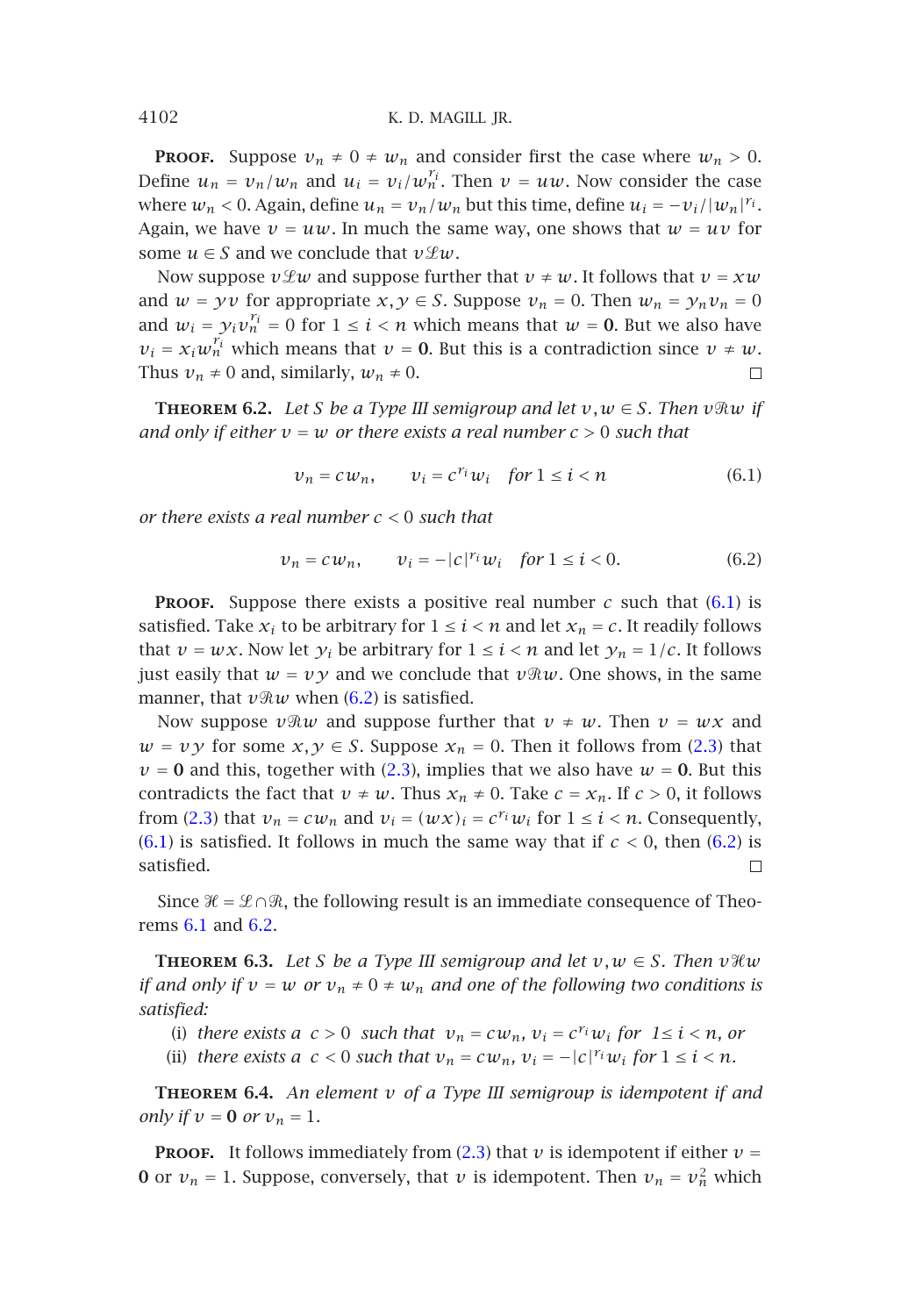**Proof.** Suppose $v_n \neq 0 \neq w_n$ and consider first the case where $w_n > 0$. Define $u_n = v_n/w_n$ and $u_i = v_i/w_n^{r_i}$. Then $v = uw$. Now consider the case where $w_n < 0$. Again, define $u_n = v_n/w_n$ but this time, define $u_i = -v_i/|w_n|^{r_i}$. Again, we have $v = uw$. In much the same way, one shows that $w = uv$ for some $u \in S$ and we conclude that $v\mathcal{L}w$.

Now suppose $v\mathcal{L}w$ and suppose further that $v \neq w$. It follows that $v = xw$ and $w = yv$ for appropriate $x, y \in S$. Suppose $v_n = 0$. Then $w_n = y_n v_n = 0$ and $w_i = y_i v_n^{r_i} = 0$ for $1 \leq i < n$ which means that $w = \mathbf{0}$. But we also have $v_i = x_i w_n^{r_i}$ which means that $v = \mathbf{0}$. But this is a contradiction since $v \neq w$. Thus $v_n \neq 0$ and, similarly, $w_n \neq 0$. □

**Theorem 6.2.** *Let $S$ be a Type III semigroup and let $v, w \in S$. Then $v\mathcal{R}w$ if and only if either $v = w$ or there exists a real number $c > 0$ such that*

$$v_n = cw_n, \qquad v_i = c^{r_i} w_i \quad \text{for } 1 \leq i < n \tag{6.1}$$

*or there exists a real number $c < 0$ such that*

$$v_n = cw_n, \qquad v_i = -|c|^{r_i} w_i \quad \text{for } 1 \leq i < 0. \tag{6.2}$$

**Proof.** Suppose there exists a positive real number $c$ such that (6.1) is satisfied. Take $x_i$ to be arbitrary for $1 \leq i < n$ and let $x_n = c$. It readily follows that $v = wx$. Now let $y_i$ be arbitrary for $1 \leq i < n$ and let $y_n = 1/c$. It follows just easily that $w = vy$ and we conclude that $v\mathcal{R}w$. One shows, in the same manner, that $v\mathcal{R}w$ when (6.2) is satisfied.

Now suppose $v\mathcal{R}w$ and suppose further that $v \neq w$. Then $v = wx$ and $w = vy$ for some $x, y \in S$. Suppose $x_n = 0$. Then it follows from (2.3) that $v = \mathbf{0}$ and this, together with (2.3), implies that we also have $w = \mathbf{0}$. But this contradicts the fact that $v \neq w$. Thus $x_n \neq 0$. Take $c = x_n$. If $c > 0$, it follows from (2.3) that $v_n = cw_n$ and $v_i = (wx)_i = c^{r_i} w_i$ for $1 \leq i < n$. Consequently, (6.1) is satisfied. It follows in much the same way that if $c < 0$, then (6.2) is satisfied. □

Since $\mathcal{H} = \mathcal{L} \cap \mathcal{R}$, the following result is an immediate consequence of Theorems 6.1 and 6.2.

**Theorem 6.3.** *Let $S$ be a Type III semigroup and let $v, w \in S$. Then $v\mathcal{H}w$ if and only if $v = w$ or $v_n \neq 0 \neq w_n$ and one of the following two conditions is satisfied:*

(i) *there exists a $c > 0$ such that $v_n = cw_n$, $v_i = c^{r_i} w_i$ for $1 \leq i < n$, or*
(ii) *there exists a $c < 0$ such that $v_n = cw_n$, $v_i = -|c|^{r_i} w_i$ for $1 \leq i < n$.*

**Theorem 6.4.** *An element $v$ of a Type III semigroup is idempotent if and only if $v = \mathbf{0}$ or $v_n = 1$.*

**Proof.** It follows immediately from (2.3) that $v$ is idempotent if either $v = \mathbf{0}$ or $v_n = 1$. Suppose, conversely, that $v$ is idempotent. Then $v_n = v_n^2$ which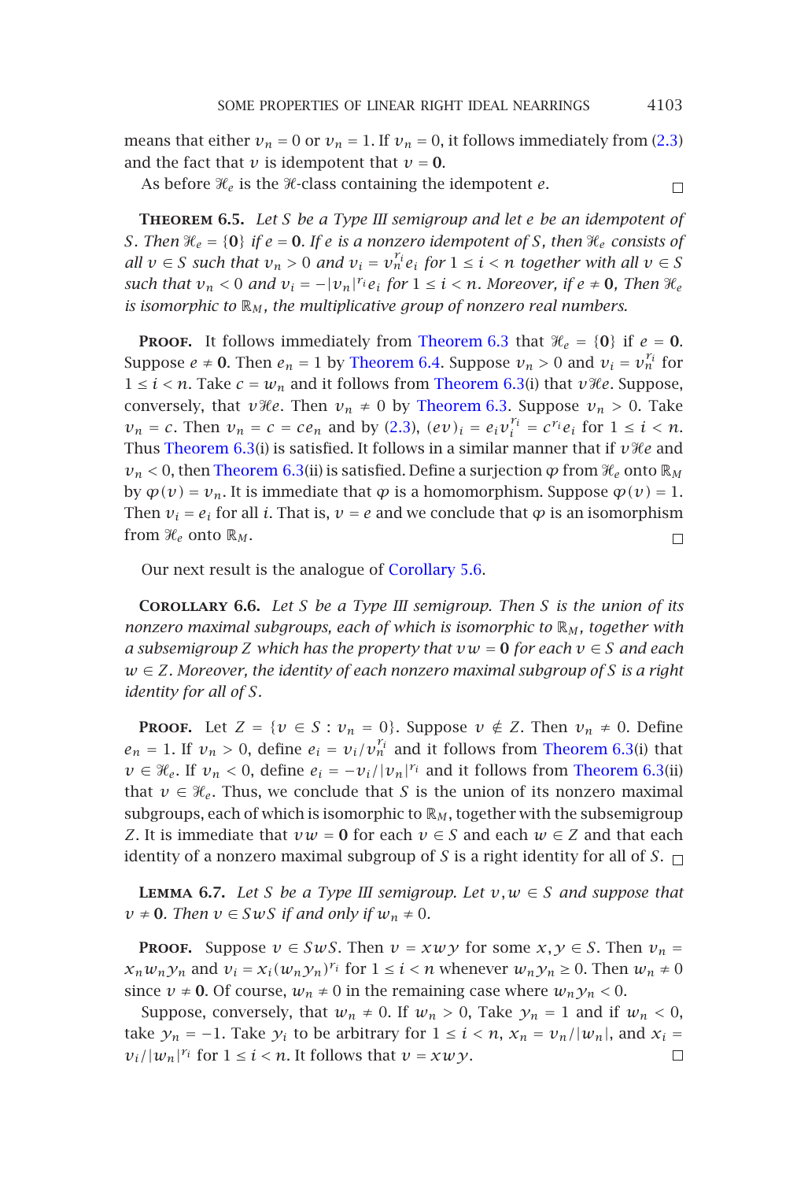means that either $v_n = 0$ or $v_n = 1$. If $v_n = 0$, it follows immediately from (2.3) and the fact that $v$ is idempotent that $v = \mathbf{0}$. □

As before $\mathcal{H}_e$ is the $\mathcal{H}$-class containing the idempotent $e$.

**Theorem 6.5.** *Let $S$ be a Type III semigroup and let $e$ be an idempotent of $S$. Then $\mathcal{H}_e = \{\mathbf{0}\}$ if $e = \mathbf{0}$. If $e$ is a nonzero idempotent of $S$, then $\mathcal{H}_e$ consists of all $v \in S$ such that $v_n > 0$ and $v_i = v_n^{r_i} e_i$ for $1 \le i < n$ together with all $v \in S$ such that $v_n < 0$ and $v_i = -|v_n|^{r_i} e_i$ for $1 \le i < n$. Moreover, if $e \ne \mathbf{0}$, Then $\mathcal{H}_e$ is isomorphic to $\mathbb{R}_M$, the multiplicative group of nonzero real numbers.*

**Proof.** It follows immediately from Theorem 6.3 that $\mathcal{H}_e = \{\mathbf{0}\}$ if $e = \mathbf{0}$. Suppose $e \ne \mathbf{0}$. Then $e_n = 1$ by Theorem 6.4. Suppose $v_n > 0$ and $v_i = v_n^{r_i}$ for $1 \le i < n$. Take $c = w_n$ and it follows from Theorem 6.3(i) that $v\mathcal{H}e$. Suppose, conversely, that $v\mathcal{H}e$. Then $v_n \ne 0$ by Theorem 6.3. Suppose $v_n > 0$. Take $v_n = c$. Then $v_n = c = ce_n$ and by (2.3), $(ev)_i = e_i v_i^{r_i} = c^{r_i} e_i$ for $1 \le i < n$. Thus Theorem 6.3(i) is satisfied. It follows in a similar manner that if $v\mathcal{H}e$ and $v_n < 0$, then Theorem 6.3(ii) is satisfied. Define a surjection $\varphi$ from $\mathcal{H}_e$ onto $\mathbb{R}_M$ by $\varphi(v) = v_n$. It is immediate that $\varphi$ is a homomorphism. Suppose $\varphi(v) = 1$. Then $v_i = e_i$ for all $i$. That is, $v = e$ and we conclude that $\varphi$ is an isomorphism from $\mathcal{H}_e$ onto $\mathbb{R}_M$. □

Our next result is the analogue of Corollary 5.6.

**Corollary 6.6.** *Let $S$ be a Type III semigroup. Then $S$ is the union of its nonzero maximal subgroups, each of which is isomorphic to $\mathbb{R}_M$, together with a subsemigroup $Z$ which has the property that $vw = \mathbf{0}$ for each $v \in S$ and each $w \in Z$. Moreover, the identity of each nonzero maximal subgroup of $S$ is a right identity for all of $S$.*

**Proof.** Let $Z = \{v \in S : v_n = 0\}$. Suppose $v \notin Z$. Then $v_n \ne 0$. Define $e_n = 1$. If $v_n > 0$, define $e_i = v_i / v_n^{r_i}$ and it follows from Theorem 6.3(i) that $v \in \mathcal{H}_e$. If $v_n < 0$, define $e_i = -v_i / |v_n|^{r_i}$ and it follows from Theorem 6.3(ii) that $v \in \mathcal{H}_e$. Thus, we conclude that $S$ is the union of its nonzero maximal subgroups, each of which is isomorphic to $\mathbb{R}_M$, together with the subsemigroup $Z$. It is immediate that $vw = \mathbf{0}$ for each $v \in S$ and each $w \in Z$ and that each identity of a nonzero maximal subgroup of $S$ is a right identity for all of $S$. □

**Lemma 6.7.** *Let $S$ be a Type III semigroup. Let $v, w \in S$ and suppose that $v \ne \mathbf{0}$. Then $v \in SwS$ if and only if $w_n \ne 0$.*

**Proof.** Suppose $v \in SwS$. Then $v = xwy$ for some $x, y \in S$. Then $v_n = x_n w_n y_n$ and $v_i = x_i (w_n y_n)^{r_i}$ for $1 \le i < n$ whenever $w_n y_n \ge 0$. Then $w_n \ne 0$ since $v \ne \mathbf{0}$. Of course, $w_n \ne 0$ in the remaining case where $w_n y_n < 0$.

Suppose, conversely, that $w_n \ne 0$. If $w_n > 0$, Take $y_n = 1$ and if $w_n < 0$, take $y_n = -1$. Take $y_i$ to be arbitrary for $1 \le i < n$, $x_n = v_n / |w_n|$, and $x_i = v_i / |w_n|^{r_i}$ for $1 \le i < n$. It follows that $v = xwy$. □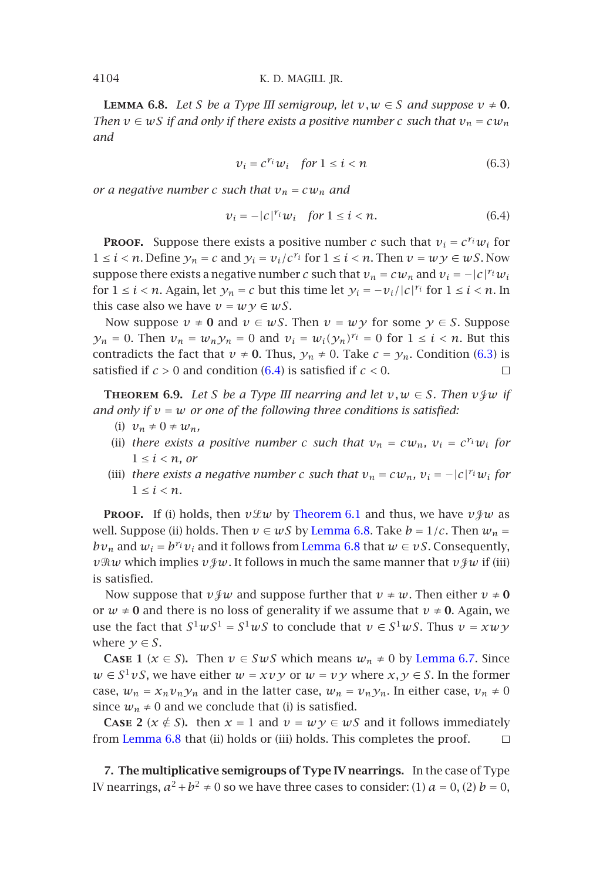**Lemma 6.8.** *Let $S$ be a Type III semigroup, let $v, w \in S$ and suppose $v \neq \mathbf{0}$. Then $v \in wS$ if and only if there exists a positive number $c$ such that $v_n = cw_n$ and*

$$v_i = c^{r_i} w_i \quad \text{for } 1 \leq i < n \tag{6.3}$$

*or a negative number $c$ such that $v_n = cw_n$ and*

$$v_i = -|c|^{r_i} w_i \quad \text{for } 1 \leq i < n. \tag{6.4}$$

**Proof.** Suppose there exists a positive number $c$ such that $v_i = c^{r_i} w_i$ for $1 \leq i < n$. Define $y_n = c$ and $y_i = v_i / c^{r_i}$ for $1 \leq i < n$. Then $v = wy \in wS$. Now suppose there exists a negative number $c$ such that $v_n = cw_n$ and $v_i = -|c|^{r_i} w_i$ for $1 \leq i < n$. Again, let $y_n = c$ but this time let $y_i = -v_i / |c|^{r_i}$ for $1 \leq i < n$. In this case also we have $v = wy \in wS$.

Now suppose $v \neq \mathbf{0}$ and $v \in wS$. Then $v = wy$ for some $y \in S$. Suppose $y_n = 0$. Then $v_n = w_n y_n = 0$ and $v_i = w_i (y_n)^{r_i} = 0$ for $1 \leq i < n$. But this contradicts the fact that $v \neq \mathbf{0}$. Thus, $y_n \neq 0$. Take $c = y_n$. Condition (6.3) is satisfied if $c > 0$ and condition (6.4) is satisfied if $c < 0$. □

**Theorem 6.9.** *Let $S$ be a Type III nearring and let $v, w \in S$. Then $v \mathcal{J} w$ if and only if $v = w$ or one of the following three conditions is satisfied:*

(i) *$v_n \neq 0 \neq w_n$,*

(ii) *there exists a positive number $c$ such that $v_n = cw_n$, $v_i = c^{r_i} w_i$ for $1 \leq i < n$, or*

(iii) *there exists a negative number $c$ such that $v_n = cw_n$, $v_i = -|c|^{r_i} w_i$ for $1 \leq i < n$.*

**Proof.** If (i) holds, then $v \mathcal{L} w$ by Theorem 6.1 and thus, we have $v \mathcal{J} w$ as well. Suppose (ii) holds. Then $v \in wS$ by Lemma 6.8. Take $b = 1/c$. Then $w_n = bv_n$ and $w_i = b^{r_i} v_i$ and it follows from Lemma 6.8 that $w \in vS$. Consequently, $v \mathcal{R} w$ which implies $v \mathcal{J} w$. It follows in much the same manner that $v \mathcal{J} w$ if (iii) is satisfied.

Now suppose that $v \mathcal{J} w$ and suppose further that $v \neq w$. Then either $v \neq \mathbf{0}$ or $w \neq \mathbf{0}$ and there is no loss of generality if we assume that $v \neq \mathbf{0}$. Again, we use the fact that $S^1 w S^1 = S^1 w S$ to conclude that $v \in S^1 w S$. Thus $v = xwy$ where $y \in S$.

**Case 1** ($x \in S$). Then $v \in SwS$ which means $w_n \neq 0$ by Lemma 6.7. Since $w \in S^1 v S$, we have either $w = xvy$ or $w = vy$ where $x, y \in S$. In the former case, $w_n = x_n v_n y_n$ and in the latter case, $w_n = v_n y_n$. In either case, $v_n \neq 0$ since $w_n \neq 0$ and we conclude that (i) is satisfied.

**Case 2** ($x \notin S$). then $x = 1$ and $v = wy \in wS$ and it follows immediately from Lemma 6.8 that (ii) holds or (iii) holds. This completes the proof. □

**7. The multiplicative semigroups of Type IV nearrings.** In the case of Type IV nearrings, $a^2 + b^2 \neq 0$ so we have three cases to consider: (1) $a = 0$, (2) $b = 0$,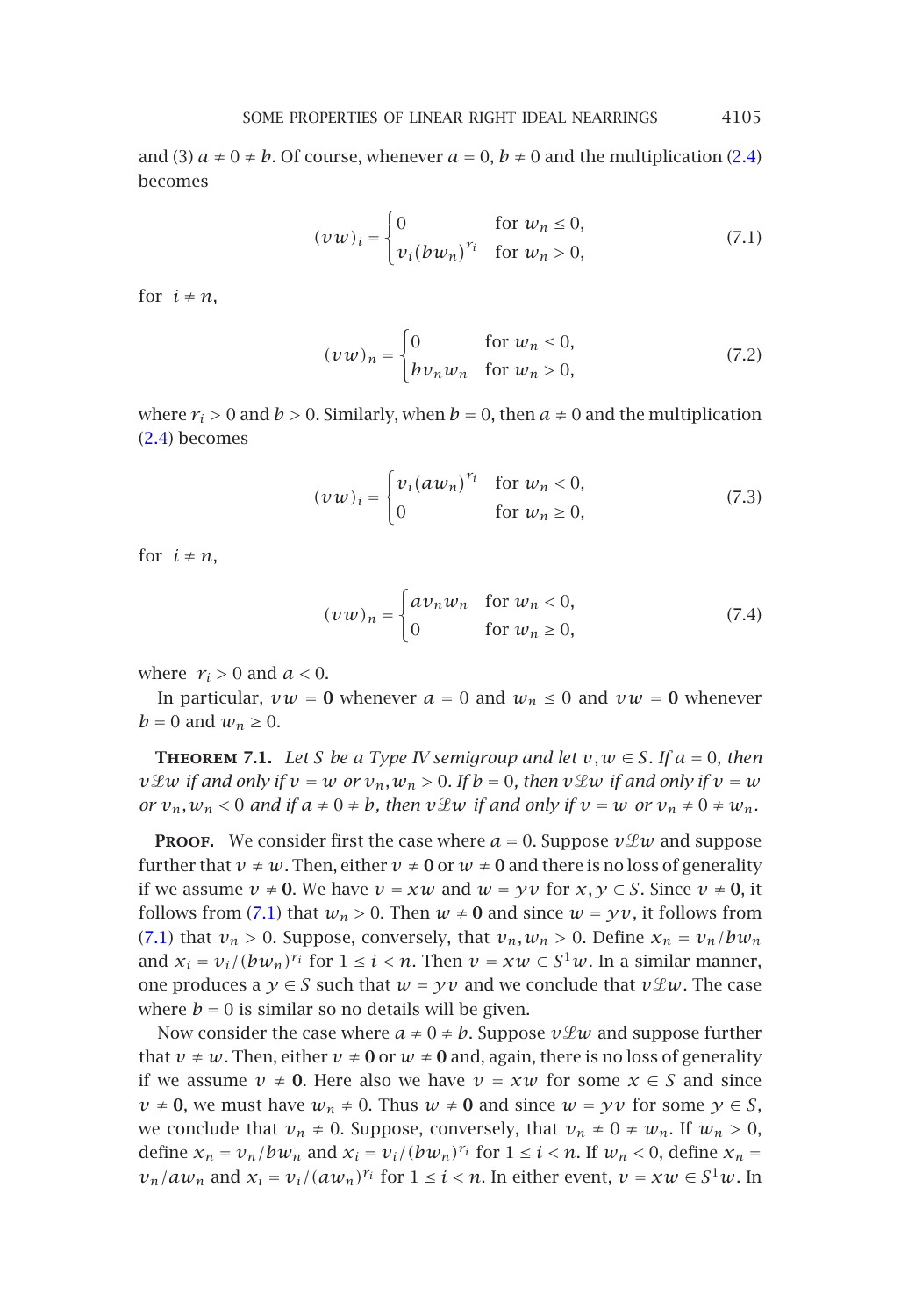and (3) $a \neq 0 \neq b$. Of course, whenever $a = 0$, $b \neq 0$ and the multiplication (2.4) becomes

$$(vw)_i = \begin{cases} 0 & \text{for } w_n \leq 0, \\ v_i(bw_n)^{r_i} & \text{for } w_n > 0, \end{cases} \tag{7.1}$$

for $i \neq n$,

$$(vw)_n = \begin{cases} 0 & \text{for } w_n \leq 0, \\ bv_n w_n & \text{for } w_n > 0, \end{cases} \tag{7.2}$$

where $r_i > 0$ and $b > 0$. Similarly, when $b = 0$, then $a \neq 0$ and the multiplication (2.4) becomes

$$(vw)_i = \begin{cases} v_i(aw_n)^{r_i} & \text{for } w_n < 0, \\ 0 & \text{for } w_n \geq 0, \end{cases} \tag{7.3}$$

for $i \neq n$,

$$(vw)_n = \begin{cases} av_n w_n & \text{for } w_n < 0, \\ 0 & \text{for } w_n \geq 0, \end{cases} \tag{7.4}$$

where $r_i > 0$ and $a < 0$.

In particular, $vw = \mathbf{0}$ whenever $a = 0$ and $w_n \leq 0$ and $vw = \mathbf{0}$ whenever $b = 0$ and $w_n \geq 0$.

**Theorem 7.1.** *Let $S$ be a Type IV semigroup and let $v, w \in S$. If $a = 0$, then $v\mathcal{L}w$ if and only if $v = w$ or $v_n, w_n > 0$. If $b = 0$, then $v\mathcal{L}w$ if and only if $v = w$ or $v_n, w_n < 0$ and if $a \neq 0 \neq b$, then $v\mathcal{L}w$ if and only if $v = w$ or $v_n \neq 0 \neq w_n$.*

**Proof.** We consider first the case where $a = 0$. Suppose $v\mathcal{L}w$ and suppose further that $v \neq w$. Then, either $v \neq \mathbf{0}$ or $w \neq \mathbf{0}$ and there is no loss of generality if we assume $v \neq \mathbf{0}$. We have $v = xw$ and $w = yv$ for $x, y \in S$. Since $v \neq \mathbf{0}$, it follows from (7.1) that $w_n > 0$. Then $w \neq \mathbf{0}$ and since $w = yv$, it follows from (7.1) that $v_n > 0$. Suppose, conversely, that $v_n, w_n > 0$. Define $x_n = v_n/bw_n$ and $x_i = v_i/(bw_n)^{r_i}$ for $1 \leq i < n$. Then $v = xw \in S^1w$. In a similar manner, one produces a $y \in S$ such that $w = yv$ and we conclude that $v\mathcal{L}w$. The case where $b = 0$ is similar so no details will be given.

Now consider the case where $a \neq 0 \neq b$. Suppose $v\mathcal{L}w$ and suppose further that $v \neq w$. Then, either $v \neq \mathbf{0}$ or $w \neq \mathbf{0}$ and, again, there is no loss of generality if we assume $v \neq \mathbf{0}$. Here also we have $v = xw$ for some $x \in S$ and since $v \neq \mathbf{0}$, we must have $w_n \neq 0$. Thus $w \neq \mathbf{0}$ and since $w = yv$ for some $y \in S$, we conclude that $v_n \neq 0$. Suppose, conversely, that $v_n \neq 0 \neq w_n$. If $w_n > 0$, define $x_n = v_n/bw_n$ and $x_i = v_i/(bw_n)^{r_i}$ for $1 \leq i < n$. If $w_n < 0$, define $x_n = v_n/aw_n$ and $x_i = v_i/(aw_n)^{r_i}$ for $1 \leq i < n$. In either event, $v = xw \in S^1w$. In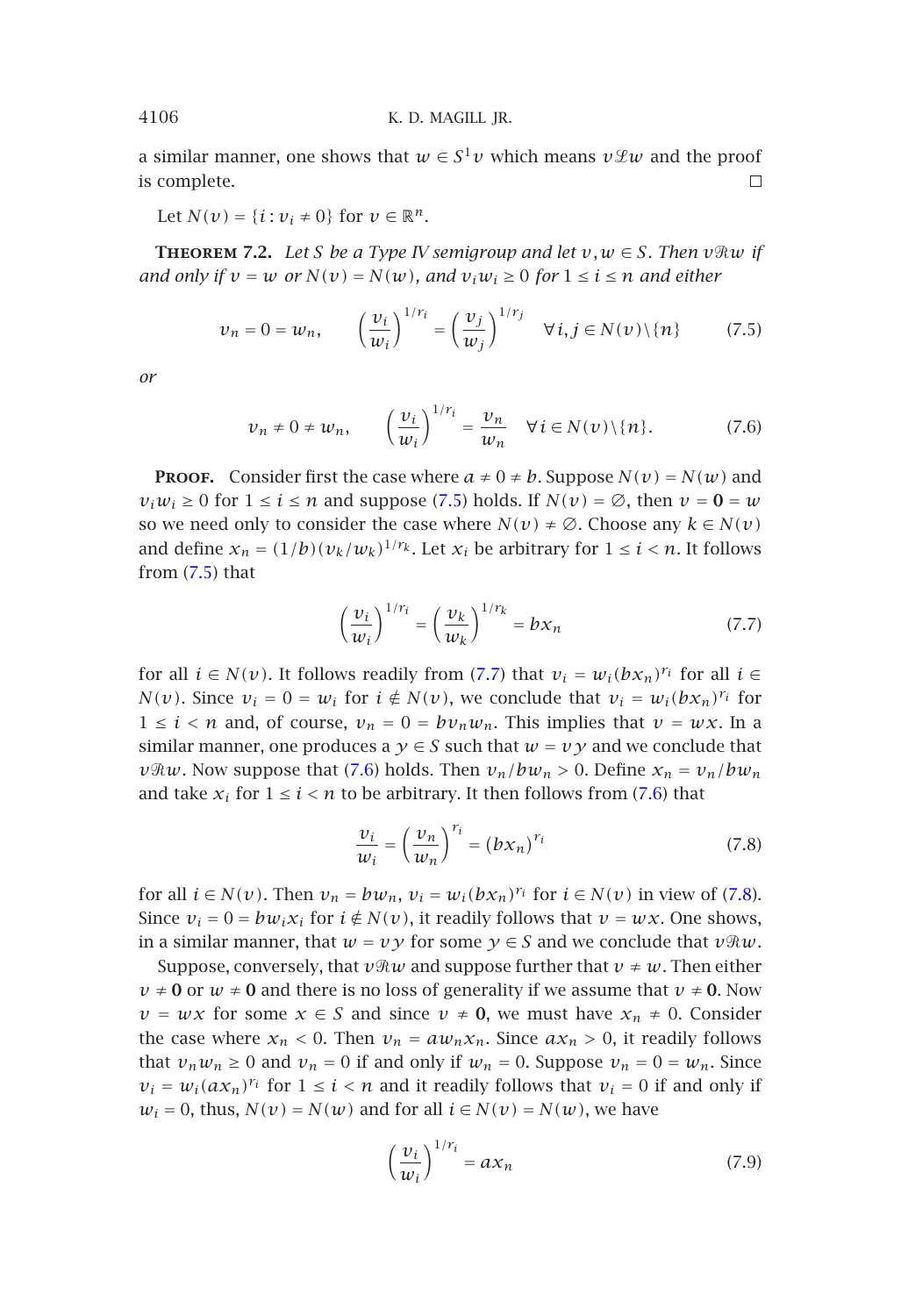a similar manner, one shows that $w \in S^1 v$ which means $v\mathscr{L}w$ and the proof is complete. $\square$

Let $N(v) = \{i : v_i \neq 0\}$ for $v \in \mathbb{R}^n$.

**Theorem 7.2.** *Let $S$ be a Type IV semigroup and let $v, w \in S$. Then $v\mathscr{R}w$ if and only if $v = w$ or $N(v) = N(w)$, and $v_i w_i \geq 0$ for $1 \leq i \leq n$ and either*

$$v_n = 0 = w_n, \qquad \left(\frac{v_i}{w_i}\right)^{1/r_i} = \left(\frac{v_j}{w_j}\right)^{1/r_j} \quad \forall i, j \in N(v)\backslash\{n\} \tag{7.5}$$

*or*

$$v_n \neq 0 \neq w_n, \qquad \left(\frac{v_i}{w_i}\right)^{1/r_i} = \frac{v_n}{w_n} \quad \forall i \in N(v)\backslash\{n\}. \tag{7.6}$$

**Proof.** Consider first the case where $a \neq 0 \neq b$. Suppose $N(v) = N(w)$ and $v_i w_i \geq 0$ for $1 \leq i \leq n$ and suppose (7.5) holds. If $N(v) = \emptyset$, then $v = \mathbf{0} = w$ so we need only to consider the case where $N(v) \neq \emptyset$. Choose any $k \in N(v)$ and define $x_n = (1/b)(v_k/w_k)^{1/r_k}$. Let $x_i$ be arbitrary for $1 \leq i < n$. It follows from (7.5) that

$$\left(\frac{v_i}{w_i}\right)^{1/r_i} = \left(\frac{v_k}{w_k}\right)^{1/r_k} = bx_n \tag{7.7}$$

for all $i \in N(v)$. It follows readily from (7.7) that $v_i = w_i(bx_n)^{r_i}$ for all $i \in N(v)$. Since $v_i = 0 = w_i$ for $i \notin N(v)$, we conclude that $v_i = w_i(bx_n)^{r_i}$ for $1 \leq i < n$ and, of course, $v_n = 0 = bv_n w_n$. This implies that $v = wx$. In a similar manner, one produces a $y \in S$ such that $w = vy$ and we conclude that $v\mathscr{R}w$. Now suppose that (7.6) holds. Then $v_n/bw_n > 0$. Define $x_n = v_n/bw_n$ and take $x_i$ for $1 \leq i < n$ to be arbitrary. It then follows from (7.6) that

$$\frac{v_i}{w_i} = \left(\frac{v_n}{w_n}\right)^{r_i} = (bx_n)^{r_i} \tag{7.8}$$

for all $i \in N(v)$. Then $v_n = bw_n$, $v_i = w_i(bx_n)^{r_i}$ for $i \in N(v)$ in view of (7.8). Since $v_i = 0 = bw_i x_i$ for $i \notin N(v)$, it readily follows that $v = wx$. One shows, in a similar manner, that $w = vy$ for some $y \in S$ and we conclude that $v\mathscr{R}w$.

Suppose, conversely, that $v\mathscr{R}w$ and suppose further that $v \neq w$. Then either $v \neq \mathbf{0}$ or $w \neq \mathbf{0}$ and there is no loss of generality if we assume that $v \neq \mathbf{0}$. Now $v = wx$ for some $x \in S$ and since $v \neq \mathbf{0}$, we must have $x_n \neq 0$. Consider the case where $x_n < 0$. Then $v_n = aw_n x_n$. Since $ax_n > 0$, it readily follows that $v_n w_n \geq 0$ and $v_n = 0$ if and only if $w_n = 0$. Suppose $v_n = 0 = w_n$. Since $v_i = w_i(ax_n)^{r_i}$ for $1 \leq i < n$ and it readily follows that $v_i = 0$ if and only if $w_i = 0$, thus, $N(v) = N(w)$ and for all $i \in N(v) = N(w)$, we have

$$\left(\frac{v_i}{w_i}\right)^{1/r_i} = ax_n \tag{7.9}$$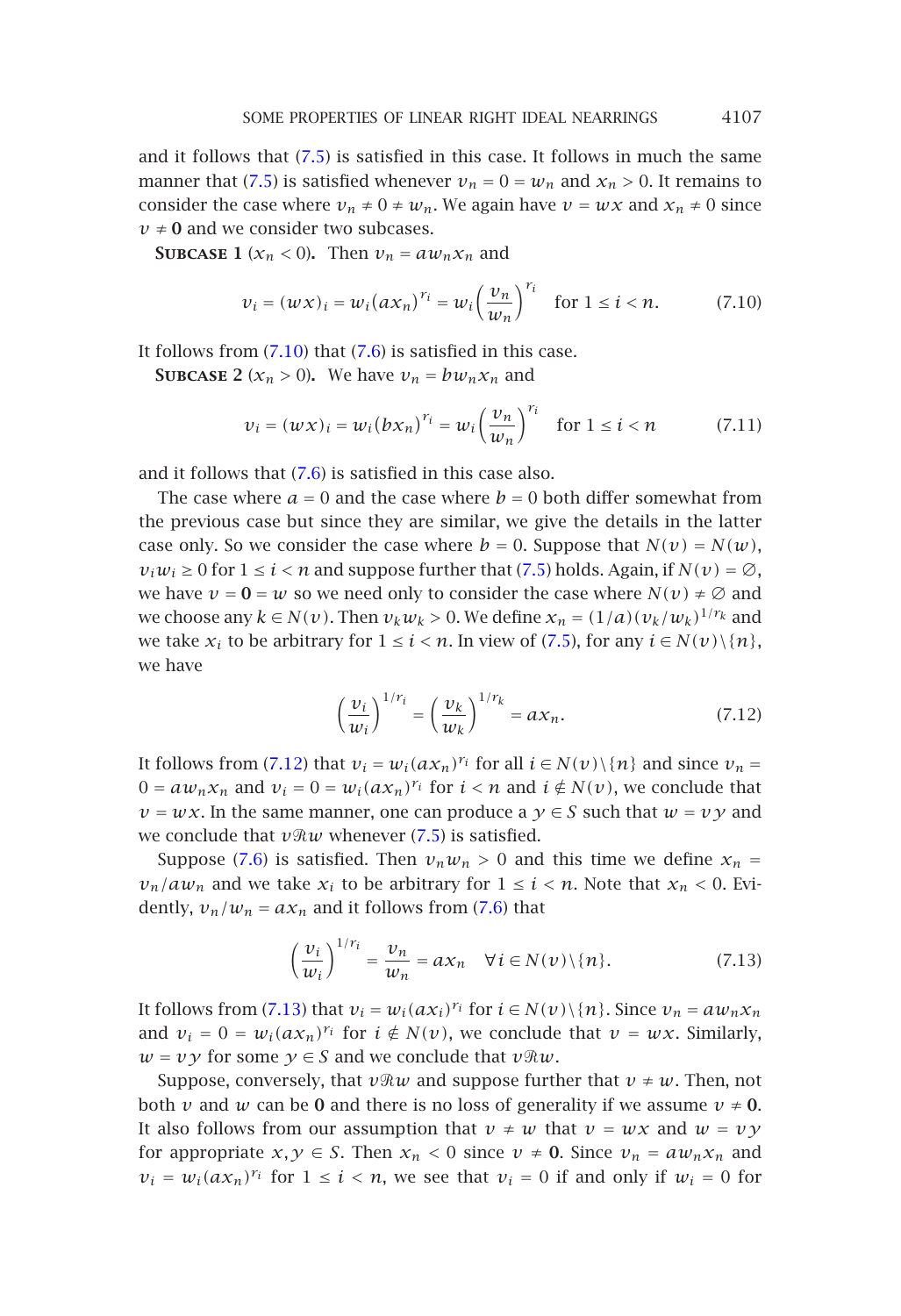and it follows that (7.5) is satisfied in this case. It follows in much the same manner that (7.5) is satisfied whenever $v_n = 0 = w_n$ and $x_n > 0$. It remains to consider the case where $v_n \neq 0 \neq w_n$. We again have $v = wx$ and $x_n \neq 0$ since $v \neq \mathbf{0}$ and we consider two subcases.

**Subcase 1** ($x_n < 0$). Then $v_n = aw_nx_n$ and

$$v_i = (wx)_i = w_i(ax_n)^{r_i} = w_i\left(\frac{v_n}{w_n}\right)^{r_i} \quad \text{for } 1 \leq i < n. \tag{7.10}$$

It follows from (7.10) that (7.6) is satisfied in this case.

**Subcase 2** ($x_n > 0$). We have $v_n = bw_nx_n$ and

$$v_i = (wx)_i = w_i(bx_n)^{r_i} = w_i\left(\frac{v_n}{w_n}\right)^{r_i} \quad \text{for } 1 \leq i < n \tag{7.11}$$

and it follows that (7.6) is satisfied in this case also.

The case where $a = 0$ and the case where $b = 0$ both differ somewhat from the previous case but since they are similar, we give the details in the latter case only. So we consider the case where $b = 0$. Suppose that $N(v) = N(w)$, $v_iw_i \geq 0$ for $1 \leq i < n$ and suppose further that (7.5) holds. Again, if $N(v) = \emptyset$, we have $v = \mathbf{0} = w$ so we need only to consider the case where $N(v) \neq \emptyset$ and we choose any $k \in N(v)$. Then $v_kw_k > 0$. We define $x_n = (1/a)(v_k/w_k)^{1/r_k}$ and we take $x_i$ to be arbitrary for $1 \leq i < n$. In view of (7.5), for any $i \in N(v)\backslash\{n\}$, we have

$$\left(\frac{v_i}{w_i}\right)^{1/r_i} = \left(\frac{v_k}{w_k}\right)^{1/r_k} = ax_n. \tag{7.12}$$

It follows from (7.12) that $v_i = w_i(ax_n)^{r_i}$ for all $i \in N(v)\backslash\{n\}$ and since $v_n = 0 = aw_nx_n$ and $v_i = 0 = w_i(ax_n)^{r_i}$ for $i < n$ and $i \notin N(v)$, we conclude that $v = wx$. In the same manner, one can produce a $y \in S$ such that $w = vy$ and we conclude that $v\mathcal{R}w$ whenever (7.5) is satisfied.

Suppose (7.6) is satisfied. Then $v_nw_n > 0$ and this time we define $x_n = v_n/aw_n$ and we take $x_i$ to be arbitrary for $1 \leq i < n$. Note that $x_n < 0$. Evidently, $v_n/w_n = ax_n$ and it follows from (7.6) that

$$\left(\frac{v_i}{w_i}\right)^{1/r_i} = \frac{v_n}{w_n} = ax_n \quad \forall i \in N(v)\backslash\{n\}. \tag{7.13}$$

It follows from (7.13) that $v_i = w_i(ax_i)^{r_i}$ for $i \in N(v)\backslash\{n\}$. Since $v_n = aw_nx_n$ and $v_i = 0 = w_i(ax_n)^{r_i}$ for $i \notin N(v)$, we conclude that $v = wx$. Similarly, $w = vy$ for some $y \in S$ and we conclude that $v\mathcal{R}w$.

Suppose, conversely, that $v\mathcal{R}w$ and suppose further that $v \neq w$. Then, not both $v$ and $w$ can be $\mathbf{0}$ and there is no loss of generality if we assume $v \neq \mathbf{0}$. It also follows from our assumption that $v \neq w$ that $v = wx$ and $w = vy$ for appropriate $x, y \in S$. Then $x_n < 0$ since $v \neq \mathbf{0}$. Since $v_n = aw_nx_n$ and $v_i = w_i(ax_n)^{r_i}$ for $1 \leq i < n$, we see that $v_i = 0$ if and only if $w_i = 0$ for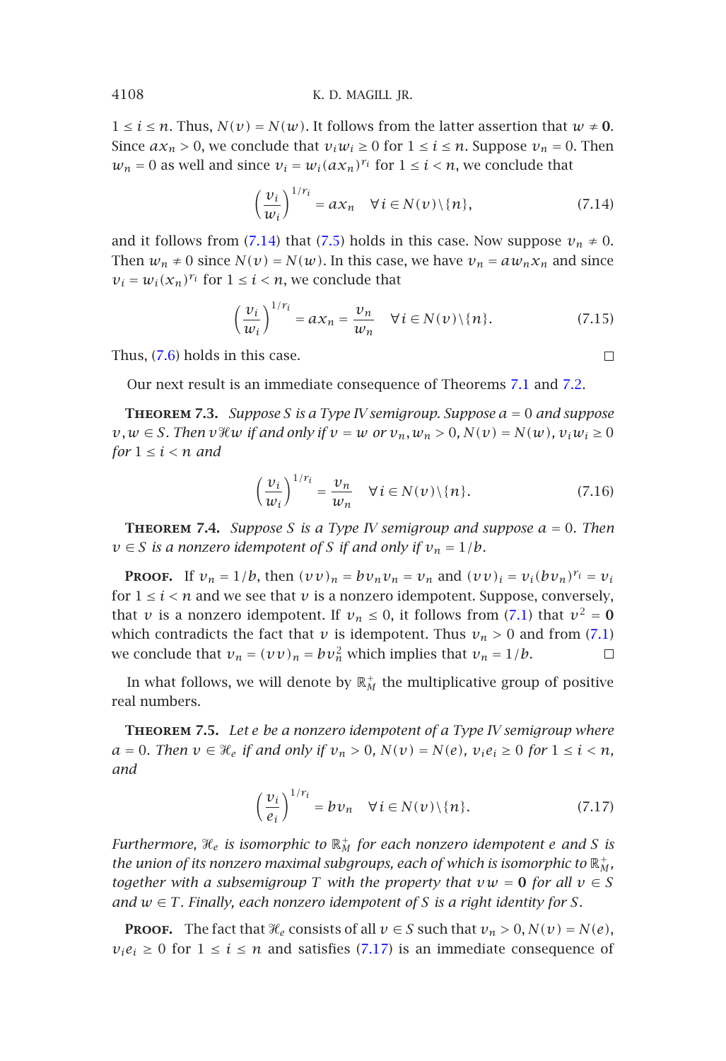$1 \le i \le n$. Thus, $N(v) = N(w)$. It follows from the latter assertion that $w \ne \mathbf{0}$. Since $ax_n > 0$, we conclude that $v_i w_i \ge 0$ for $1 \le i \le n$. Suppose $v_n = 0$. Then $w_n = 0$ as well and since $v_i = w_i(ax_n)^{r_i}$ for $1 \le i < n$, we conclude that

$$\left(\frac{v_i}{w_i}\right)^{1/r_i} = ax_n \quad \forall i \in N(v)\backslash\{n\}, \tag{7.14}$$

and it follows from (7.14) that (7.5) holds in this case. Now suppose $v_n \ne 0$. Then $w_n \ne 0$ since $N(v) = N(w)$. In this case, we have $v_n = aw_n x_n$ and since $v_i = w_i(x_n)^{r_i}$ for $1 \le i < n$, we conclude that

$$\left(\frac{v_i}{w_i}\right)^{1/r_i} = ax_n = \frac{v_n}{w_n} \quad \forall i \in N(v)\backslash\{n\}. \tag{7.15}$$

Thus, (7.6) holds in this case. $\square$

Our next result is an immediate consequence of Theorems 7.1 and 7.2.

**Theorem 7.3.** *Suppose $S$ is a Type IV semigroup. Suppose $a = 0$ and suppose $v, w \in S$. Then $v\mathcal{H}w$ if and only if $v = w$ or $v_n, w_n > 0$, $N(v) = N(w)$, $v_i w_i \ge 0$ for $1 \le i < n$ and*

$$\left(\frac{v_i}{w_i}\right)^{1/r_i} = \frac{v_n}{w_n} \quad \forall i \in N(v)\backslash\{n\}. \tag{7.16}$$

**Theorem 7.4.** *Suppose $S$ is a Type IV semigroup and suppose $a = 0$. Then $v \in S$ is a nonzero idempotent of $S$ if and only if $v_n = 1/b$.*

**Proof.** If $v_n = 1/b$, then $(vv)_n = bv_n v_n = v_n$ and $(vv)_i = v_i(bv_n)^{r_i} = v_i$ for $1 \le i < n$ and we see that $v$ is a nonzero idempotent. Suppose, conversely, that $v$ is a nonzero idempotent. If $v_n \le 0$, it follows from (7.1) that $v^2 = \mathbf{0}$ which contradicts the fact that $v$ is idempotent. Thus $v_n > 0$ and from (7.1) we conclude that $v_n = (vv)_n = bv_n^2$ which implies that $v_n = 1/b$. $\square$

In what follows, we will denote by $\mathbb{R}_M^+$ the multiplicative group of positive real numbers.

**Theorem 7.5.** *Let $e$ be a nonzero idempotent of a Type IV semigroup where $a = 0$. Then $v \in \mathcal{H}_e$ if and only if $v_n > 0$, $N(v) = N(e)$, $v_i e_i \ge 0$ for $1 \le i < n$, and*

$$\left(\frac{v_i}{e_i}\right)^{1/r_i} = bv_n \quad \forall i \in N(v)\backslash\{n\}. \tag{7.17}$$

*Furthermore, $\mathcal{H}_e$ is isomorphic to $\mathbb{R}_M^+$ for each nonzero idempotent $e$ and $S$ is the union of its nonzero maximal subgroups, each of which is isomorphic to $\mathbb{R}_M^+$, together with a subsemigroup $T$ with the property that $vw = \mathbf{0}$ for all $v \in S$ and $w \in T$. Finally, each nonzero idempotent of $S$ is a right identity for $S$.*

**Proof.** The fact that $\mathcal{H}_e$ consists of all $v \in S$ such that $v_n > 0$, $N(v) = N(e)$, $v_i e_i \ge 0$ for $1 \le i \le n$ and satisfies (7.17) is an immediate consequence of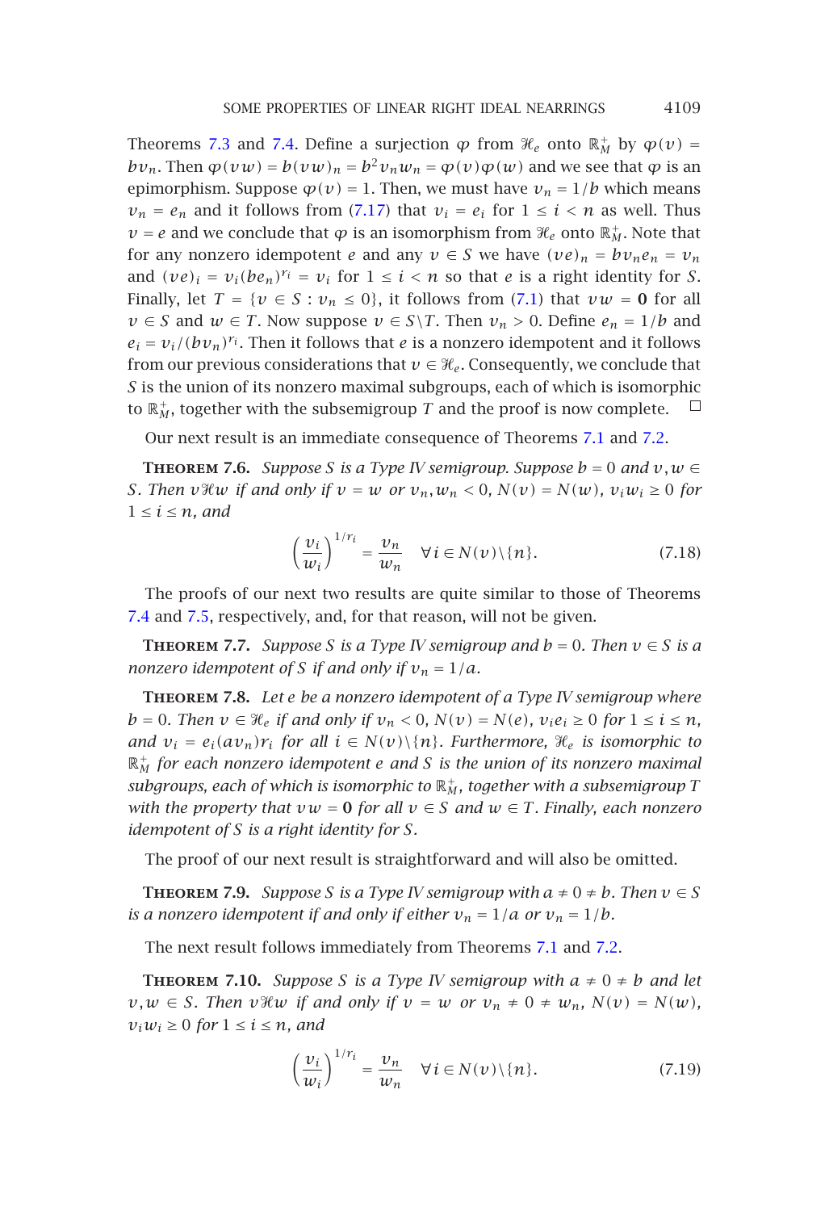Theorems 7.3 and 7.4. Define a surjection $\varphi$ from $\mathscr{H}_e$ onto $\mathbb{R}_M^+$ by $\varphi(v) = bv_n$. Then $\varphi(vw) = b(vw)_n = b^2 v_n w_n = \varphi(v)\varphi(w)$ and we see that $\varphi$ is an epimorphism. Suppose $\varphi(v) = 1$. Then, we must have $v_n = 1/b$ which means $v_n = e_n$ and it follows from (7.17) that $v_i = e_i$ for $1 \le i < n$ as well. Thus $v = e$ and we conclude that $\varphi$ is an isomorphism from $\mathscr{H}_e$ onto $\mathbb{R}_M^+$. Note that for any nonzero idempotent $e$ and any $v \in S$ we have $(ve)_n = bv_n e_n = v_n$ and $(ve)_i = v_i(be_n)^{r_i} = v_i$ for $1 \le i < n$ so that $e$ is a right identity for $S$. Finally, let $T = \{v \in S : v_n \le 0\}$, it follows from (7.1) that $vw = \mathbf{0}$ for all $v \in S$ and $w \in T$. Now suppose $v \in S \setminus T$. Then $v_n > 0$. Define $e_n = 1/b$ and $e_i = v_i/(bv_n)^{r_i}$. Then it follows that $e$ is a nonzero idempotent and it follows from our previous considerations that $v \in \mathscr{H}_e$. Consequently, we conclude that $S$ is the union of its nonzero maximal subgroups, each of which is isomorphic to $\mathbb{R}_M^+$, together with the subsemigroup $T$ and the proof is now complete. □

Our next result is an immediate consequence of Theorems 7.1 and 7.2.

**Theorem 7.6.** *Suppose $S$ is a Type IV semigroup. Suppose $b = 0$ and $v, w \in S$. Then $v\mathscr{H}w$ if and only if $v = w$ or $v_n, w_n < 0$, $N(v) = N(w)$, $v_i w_i \ge 0$ for $1 \le i \le n$, and*

$$\left(\frac{v_i}{w_i}\right)^{1/r_i} = \frac{v_n}{w_n} \quad \forall i \in N(v) \setminus \{n\}. \tag{7.18}$$

The proofs of our next two results are quite similar to those of Theorems 7.4 and 7.5, respectively, and, for that reason, will not be given.

**Theorem 7.7.** *Suppose $S$ is a Type IV semigroup and $b = 0$. Then $v \in S$ is a nonzero idempotent of $S$ if and only if $v_n = 1/a$.*

**Theorem 7.8.** *Let $e$ be a nonzero idempotent of a Type IV semigroup where $b = 0$. Then $v \in \mathscr{H}_e$ if and only if $v_n < 0$, $N(v) = N(e)$, $v_i e_i \ge 0$ for $1 \le i \le n$, and $v_i = e_i(av_n)r_i$ for all $i \in N(v) \setminus \{n\}$. Furthermore, $\mathscr{H}_e$ is isomorphic to $\mathbb{R}_M^+$ for each nonzero idempotent $e$ and $S$ is the union of its nonzero maximal subgroups, each of which is isomorphic to $\mathbb{R}_M^+$, together with a subsemigroup $T$ with the property that $vw = \mathbf{0}$ for all $v \in S$ and $w \in T$. Finally, each nonzero idempotent of $S$ is a right identity for $S$.*

The proof of our next result is straightforward and will also be omitted.

**Theorem 7.9.** *Suppose $S$ is a Type IV semigroup with $a \ne 0 \ne b$. Then $v \in S$ is a nonzero idempotent if and only if either $v_n = 1/a$ or $v_n = 1/b$.*

The next result follows immediately from Theorems 7.1 and 7.2.

**Theorem 7.10.** *Suppose $S$ is a Type IV semigroup with $a \ne 0 \ne b$ and let $v, w \in S$. Then $v\mathscr{H}w$ if and only if $v = w$ or $v_n \ne 0 \ne w_n$, $N(v) = N(w)$, $v_i w_i \ge 0$ for $1 \le i \le n$, and*

$$\left(\frac{v_i}{w_i}\right)^{1/r_i} = \frac{v_n}{w_n} \quad \forall i \in N(v) \setminus \{n\}. \tag{7.19}$$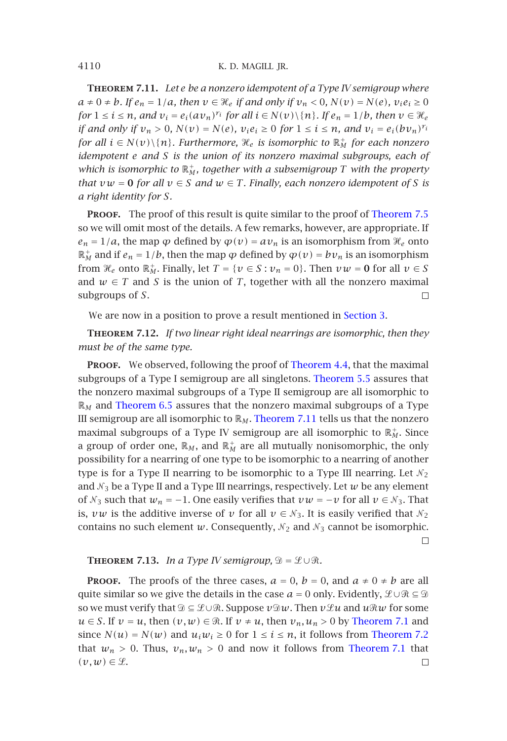**Theorem 7.11.** *Let $e$ be a nonzero idempotent of a Type IV semigroup where $a \neq 0 \neq b$. If $e_n = 1/a$, then $v \in \mathcal{H}_e$ if and only if $v_n < 0$, $N(v) = N(e)$, $v_i e_i \geq 0$ for $1 \leq i \leq n$, and $v_i = e_i(av_n)^{r_i}$ for all $i \in N(v)\backslash\{n\}$. If $e_n = 1/b$, then $v \in \mathcal{H}_e$ if and only if $v_n > 0$, $N(v) = N(e)$, $v_i e_i \geq 0$ for $1 \leq i \leq n$, and $v_i = e_i(bv_n)^{r_i}$ for all $i \in N(v)\backslash\{n\}$. Furthermore, $\mathcal{H}_e$ is isomorphic to $\mathbb{R}_M^+$ for each nonzero idempotent $e$ and $S$ is the union of its nonzero maximal subgroups, each of which is isomorphic to $\mathbb{R}_M^+$, together with a subsemigroup $T$ with the property that $vw = \mathbf{0}$ for all $v \in S$ and $w \in T$. Finally, each nonzero idempotent of $S$ is a right identity for $S$.*

**Proof.** The proof of this result is quite similar to the proof of Theorem 7.5 so we will omit most of the details. A few remarks, however, are appropriate. If $e_n = 1/a$, the map $\varphi$ defined by $\varphi(v) = av_n$ is an isomorphism from $\mathcal{H}_e$ onto $\mathbb{R}_M^+$ and if $e_n = 1/b$, then the map $\varphi$ defined by $\varphi(v) = bv_n$ is an isomorphism from $\mathcal{H}_e$ onto $\mathbb{R}_M^+$. Finally, let $T = \{v \in S : v_n = 0\}$. Then $vw = \mathbf{0}$ for all $v \in S$ and $w \in T$ and $S$ is the union of $T$, together with all the nonzero maximal subgroups of $S$. □

We are now in a position to prove a result mentioned in Section 3.

**Theorem 7.12.** *If two linear right ideal nearrings are isomorphic, then they must be of the same type.*

**Proof.** We observed, following the proof of Theorem 4.4, that the maximal subgroups of a Type I semigroup are all singletons. Theorem 5.5 assures that the nonzero maximal subgroups of a Type II semigroup are all isomorphic to $\mathbb{R}_M$ and Theorem 6.5 assures that the nonzero maximal subgroups of a Type III semigroup are all isomorphic to $\mathbb{R}_M$. Theorem 7.11 tells us that the nonzero maximal subgroups of a Type IV semigroup are all isomorphic to $\mathbb{R}_M^+$. Since a group of order one, $\mathbb{R}_M$, and $\mathbb{R}_M^+$ are all mutually nonisomorphic, the only possibility for a nearring of one type to be isomorphic to a nearring of another type is for a Type II nearring to be isomorphic to a Type III nearring. Let $\mathcal{N}_2$ and $\mathcal{N}_3$ be a Type II and a Type III nearrings, respectively. Let $w$ be any element of $\mathcal{N}_3$ such that $w_n = -1$. One easily verifies that $vw = -v$ for all $v \in \mathcal{N}_3$. That is, $vw$ is the additive inverse of $v$ for all $v \in \mathcal{N}_3$. It is easily verified that $\mathcal{N}_2$ contains no such element $w$. Consequently, $\mathcal{N}_2$ and $\mathcal{N}_3$ cannot be isomorphic. □

**Theorem 7.13.** *In a Type IV semigroup, $\mathcal{D} = \mathcal{L} \cup \mathcal{R}$.*

**Proof.** The proofs of the three cases, $a = 0$, $b = 0$, and $a \neq 0 \neq b$ are all quite similar so we give the details in the case $a = 0$ only. Evidently, $\mathcal{L} \cup \mathcal{R} \subseteq \mathcal{D}$ so we must verify that $\mathcal{D} \subseteq \mathcal{L} \cup \mathcal{R}$. Suppose $v\mathcal{D}w$. Then $v\mathcal{L}u$ and $u\mathcal{R}w$ for some $u \in S$. If $v = u$, then $(v,w) \in \mathcal{R}$. If $v \neq u$, then $v_n, u_n > 0$ by Theorem 7.1 and since $N(u) = N(w)$ and $u_i w_i \geq 0$ for $1 \leq i \leq n$, it follows from Theorem 7.2 that $w_n > 0$. Thus, $v_n, w_n > 0$ and now it follows from Theorem 7.1 that $(v,w) \in \mathcal{L}$. □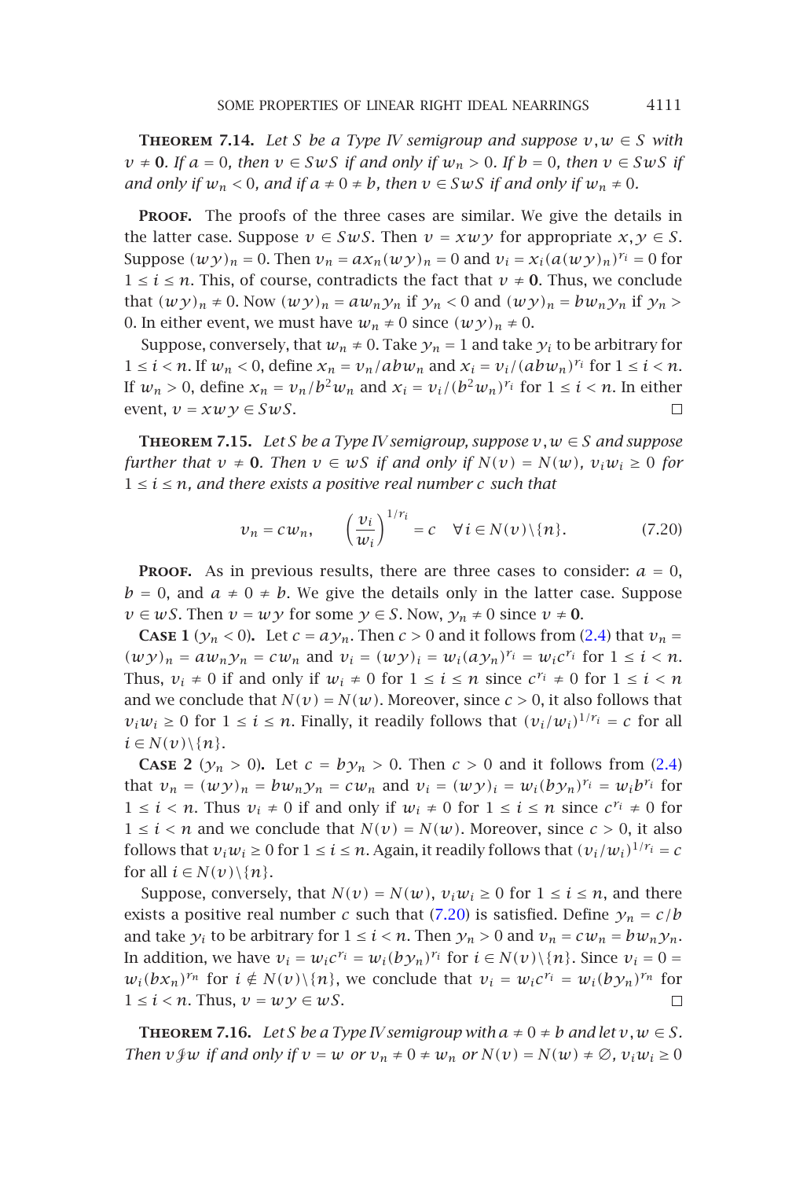**Theorem 7.14.** *Let $S$ be a Type IV semigroup and suppose $v, w \in S$ with $v \neq \mathbf{0}$. If $a = 0$, then $v \in SwS$ if and only if $w_n > 0$. If $b = 0$, then $v \in SwS$ if and only if $w_n < 0$, and if $a \neq 0 \neq b$, then $v \in SwS$ if and only if $w_n \neq 0$.*

**Proof.** The proofs of the three cases are similar. We give the details in the latter case. Suppose $v \in SwS$. Then $v = xwy$ for appropriate $x, y \in S$. Suppose $(wy)_n = 0$. Then $v_n = ax_n(wy)_n = 0$ and $v_i = x_i(a(wy)_n)^{r_i} = 0$ for $1 \leq i \leq n$. This, of course, contradicts the fact that $v \neq \mathbf{0}$. Thus, we conclude that $(wy)_n \neq 0$. Now $(wy)_n = aw_ny_n$ if $y_n < 0$ and $(wy)_n = bw_ny_n$ if $y_n > 0$. In either event, we must have $w_n \neq 0$ since $(wy)_n \neq 0$.

Suppose, conversely, that $w_n \neq 0$. Take $y_n = 1$ and take $y_i$ to be arbitrary for $1 \leq i < n$. If $w_n < 0$, define $x_n = v_n/abw_n$ and $x_i = v_i/(abw_n)^{r_i}$ for $1 \leq i < n$. If $w_n > 0$, define $x_n = v_n/b^2w_n$ and $x_i = v_i/(b^2w_n)^{r_i}$ for $1 \leq i < n$. In either event, $v = xwy \in SwS$. □

**Theorem 7.15.** *Let $S$ be a Type IV semigroup, suppose $v, w \in S$ and suppose further that $v \neq \mathbf{0}$. Then $v \in wS$ if and only if $N(v) = N(w)$, $v_iw_i \geq 0$ for $1 \leq i \leq n$, and there exists a positive real number $c$ such that*

$$v_n = cw_n, \qquad \left(\frac{v_i}{w_i}\right)^{1/r_i} = c \quad \forall i \in N(v)\backslash\{n\}. \tag{7.20}$$

**Proof.** As in previous results, there are three cases to consider: $a = 0$, $b = 0$, and $a \neq 0 \neq b$. We give the details only in the latter case. Suppose $v \in wS$. Then $v = wy$ for some $y \in S$. Now, $y_n \neq 0$ since $v \neq \mathbf{0}$.

**Case 1** ($y_n < 0$). Let $c = ay_n$. Then $c > 0$ and it follows from (2.4) that $v_n = (wy)_n = aw_ny_n = cw_n$ and $v_i = (wy)_i = w_i(ay_n)^{r_i} = w_ic^{r_i}$ for $1 \leq i < n$. Thus, $v_i \neq 0$ if and only if $w_i \neq 0$ for $1 \leq i \leq n$ since $c^{r_i} \neq 0$ for $1 \leq i < n$ and we conclude that $N(v) = N(w)$. Moreover, since $c > 0$, it also follows that $v_iw_i \geq 0$ for $1 \leq i \leq n$. Finally, it readily follows that $(v_i/w_i)^{1/r_i} = c$ for all $i \in N(v)\backslash\{n\}$.

**Case 2** ($y_n > 0$). Let $c = by_n > 0$. Then $c > 0$ and it follows from (2.4) that $v_n = (wy)_n = bw_ny_n = cw_n$ and $v_i = (wy)_i = w_i(by_n)^{r_i} = w_ib^{r_i}$ for $1 \leq i < n$. Thus $v_i \neq 0$ if and only if $w_i \neq 0$ for $1 \leq i \leq n$ since $c^{r_i} \neq 0$ for $1 \leq i < n$ and we conclude that $N(v) = N(w)$. Moreover, since $c > 0$, it also follows that $v_iw_i \geq 0$ for $1 \leq i \leq n$. Again, it readily follows that $(v_i/w_i)^{1/r_i} = c$ for all $i \in N(v)\backslash\{n\}$.

Suppose, conversely, that $N(v) = N(w)$, $v_iw_i \geq 0$ for $1 \leq i \leq n$, and there exists a positive real number $c$ such that (7.20) is satisfied. Define $y_n = c/b$ and take $y_i$ to be arbitrary for $1 \leq i < n$. Then $y_n > 0$ and $v_n = cw_n = bw_ny_n$. In addition, we have $v_i = w_ic^{r_i} = w_i(by_n)^{r_i}$ for $i \in N(v)\backslash\{n\}$. Since $v_i = 0 = w_i(bx_n)^{r_n}$ for $i \notin N(v)\backslash\{n\}$, we conclude that $v_i = w_ic^{r_i} = w_i(by_n)^{r_n}$ for $1 \leq i < n$. Thus, $v = wy \in wS$. □

**Theorem 7.16.** *Let $S$ be a Type IV semigroup with $a \neq 0 \neq b$ and let $v, w \in S$. Then $v \mathcal{J} w$ if and only if $v = w$ or $v_n \neq 0 \neq w_n$ or $N(v) = N(w) \neq \emptyset$, $v_iw_i \geq 0$*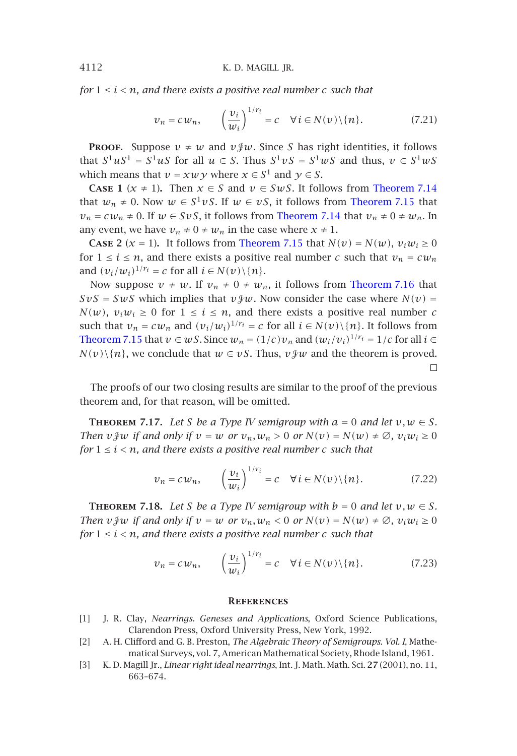*for* $1 \leq i < n$*, and there exists a positive real number* $c$ *such that*

$$v_n = cw_n, \qquad \left(\frac{v_i}{w_i}\right)^{1/r_i} = c \quad \forall i \in N(v)\backslash\{n\}. \tag{7.21}$$

**Proof.** Suppose $v \neq w$ and $v\mathcal{J}w$. Since $S$ has right identities, it follows that $S^1uS^1 = S^1uS$ for all $u \in S$. Thus $S^1vS = S^1wS$ and thus, $v \in S^1wS$ which means that $v = xwy$ where $x \in S^1$ and $y \in S$.

**Case 1** ($x \neq 1$). Then $x \in S$ and $v \in SwS$. It follows from Theorem 7.14 that $w_n \neq 0$. Now $w \in S^1vS$. If $w \in vS$, it follows from Theorem 7.15 that $v_n = cw_n \neq 0$. If $w \in SvS$, it follows from Theorem 7.14 that $v_n \neq 0 \neq w_n$. In any event, we have $v_n \neq 0 \neq w_n$ in the case where $x \neq 1$.

**Case 2** ($x = 1$). It follows from Theorem 7.15 that $N(v) = N(w)$, $v_iw_i \geq 0$ for $1 \leq i \leq n$, and there exists a positive real number $c$ such that $v_n = cw_n$ and $(v_i/w_i)^{1/r_i} = c$ for all $i \in N(v)\backslash\{n\}$.

Now suppose $v \neq w$. If $v_n \neq 0 \neq w_n$, it follows from Theorem 7.16 that $SvS = SwS$ which implies that $v\mathcal{J}w$. Now consider the case where $N(v) = N(w)$, $v_iw_i \geq 0$ for $1 \leq i \leq n$, and there exists a positive real number $c$ such that $v_n = cw_n$ and $(v_i/w_i)^{1/r_i} = c$ for all $i \in N(v)\backslash\{n\}$. It follows from Theorem 7.15 that $v \in wS$. Since $w_n = (1/c)v_n$ and $(w_i/v_i)^{1/r_i} = 1/c$ for all $i \in N(v)\backslash\{n\}$, we conclude that $w \in vS$. Thus, $v\mathcal{J}w$ and the theorem is proved. □

The proofs of our two closing results are similar to the proof of the previous theorem and, for that reason, will be omitted.

**Theorem 7.17.** *Let* $S$ *be a Type IV semigroup with* $a = 0$ *and let* $v, w \in S$*. Then* $v\mathcal{J}w$ *if and only if* $v = w$ *or* $v_n, w_n > 0$ *or* $N(v) = N(w) \neq \emptyset$, $v_iw_i \geq 0$ *for* $1 \leq i < n$*, and there exists a positive real number* $c$ *such that*

$$v_n = cw_n, \qquad \left(\frac{v_i}{w_i}\right)^{1/r_i} = c \quad \forall i \in N(v)\backslash\{n\}. \tag{7.22}$$

**Theorem 7.18.** *Let* $S$ *be a Type IV semigroup with* $b = 0$ *and let* $v, w \in S$*. Then* $v\mathcal{J}w$ *if and only if* $v = w$ *or* $v_n, w_n < 0$ *or* $N(v) = N(w) \neq \emptyset$, $v_iw_i \geq 0$ *for* $1 \leq i < n$*, and there exists a positive real number* $c$ *such that*

$$v_n = cw_n, \qquad \left(\frac{v_i}{w_i}\right)^{1/r_i} = c \quad \forall i \in N(v)\backslash\{n\}. \tag{7.23}$$

## References

[1] J. R. Clay, *Nearrings. Geneses and Applications*, Oxford Science Publications, Clarendon Press, Oxford University Press, New York, 1992.

[2] A. H. Clifford and G. B. Preston, *The Algebraic Theory of Semigroups. Vol. I*, Mathematical Surveys, vol. 7, American Mathematical Society, Rhode Island, 1961.

[3] K. D. Magill Jr., *Linear right ideal nearrings*, Int. J. Math. Math. Sci. **27** (2001), no. 11, 663–674.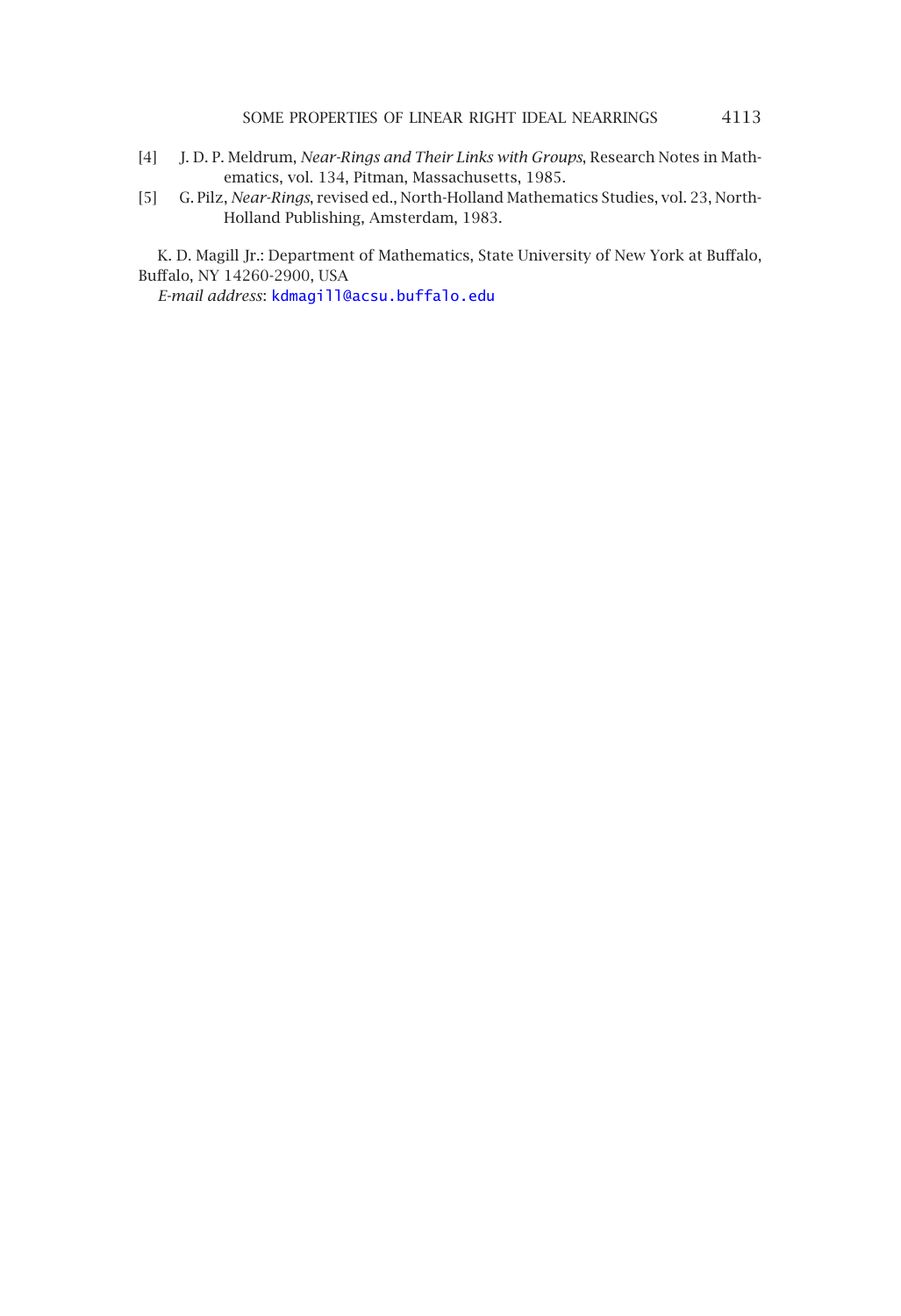[4] J. D. P. Meldrum, *Near-Rings and Their Links with Groups*, Research Notes in Mathematics, vol. 134, Pitman, Massachusetts, 1985.

[5] G. Pilz, *Near-Rings*, revised ed., North-Holland Mathematics Studies, vol. 23, North-Holland Publishing, Amsterdam, 1983.

K. D. Magill Jr.: Department of Mathematics, State University of New York at Buffalo, Buffalo, NY 14260-2900, USA

*E-mail address*: kdmagill@acsu.buffalo.edu